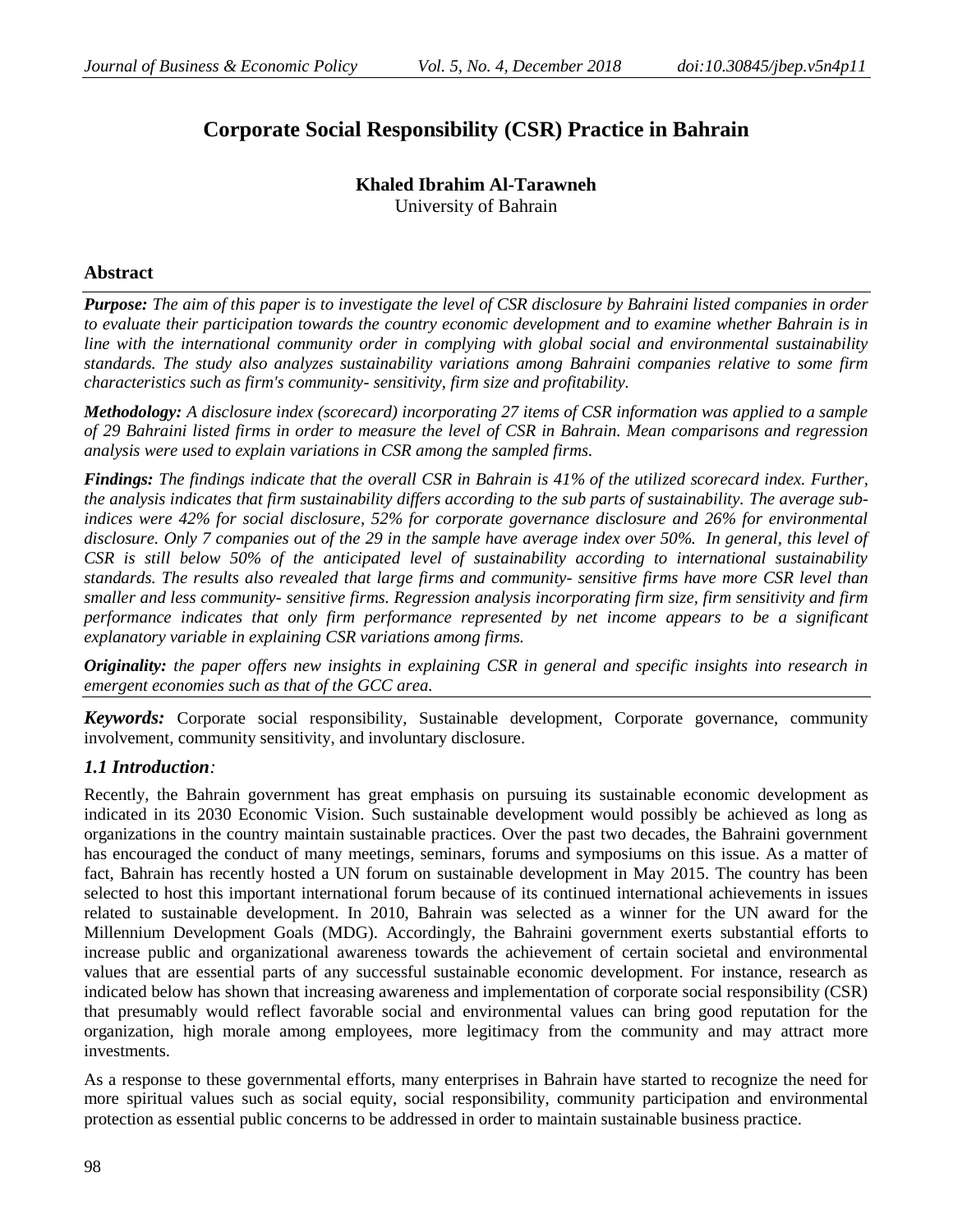# Corporate Social Responsibility (CSR) Practice in Bahrain

**Khaled Ibrahim Al-Tarawneh**
University of Bahrain

## Abstract

***Purpose:*** *The aim of this paper is to investigate the level of CSR disclosure by Bahraini listed companies in order to evaluate their participation towards the country economic development and to examine whether Bahrain is in line with the international community order in complying with global social and environmental sustainability standards. The study also analyzes sustainability variations among Bahraini companies relative to some firm characteristics such as firm's community- sensitivity, firm size and profitability.*

***Methodology:*** *A disclosure index (scorecard) incorporating 27 items of CSR information was applied to a sample of 29 Bahraini listed firms in order to measure the level of CSR in Bahrain. Mean comparisons and regression analysis were used to explain variations in CSR among the sampled firms.*

***Findings:*** *The findings indicate that the overall CSR in Bahrain is 41% of the utilized scorecard index. Further, the analysis indicates that firm sustainability differs according to the sub parts of sustainability. The average sub-indices were 42% for social disclosure, 52% for corporate governance disclosure and 26% for environmental disclosure. Only 7 companies out of the 29 in the sample have average index over 50%. In general, this level of CSR is still below 50% of the anticipated level of sustainability according to international sustainability standards. The results also revealed that large firms and community- sensitive firms have more CSR level than smaller and less community- sensitive firms. Regression analysis incorporating firm size, firm sensitivity and firm performance indicates that only firm performance represented by net income appears to be a significant explanatory variable in explaining CSR variations among firms.*

***Originality:*** *the paper offers new insights in explaining CSR in general and specific insights into research in emergent economies such as that of the GCC area.*

***Keywords:*** Corporate social responsibility, Sustainable development, Corporate governance, community involvement, community sensitivity, and involuntary disclosure.

### *1.1 Introduction:*

Recently, the Bahrain government has great emphasis on pursuing its sustainable economic development as indicated in its 2030 Economic Vision. Such sustainable development would possibly be achieved as long as organizations in the country maintain sustainable practices. Over the past two decades, the Bahraini government has encouraged the conduct of many meetings, seminars, forums and symposiums on this issue. As a matter of fact, Bahrain has recently hosted a UN forum on sustainable development in May 2015. The country has been selected to host this important international forum because of its continued international achievements in issues related to sustainable development. In 2010, Bahrain was selected as a winner for the UN award for the Millennium Development Goals (MDG). Accordingly, the Bahraini government exerts substantial efforts to increase public and organizational awareness towards the achievement of certain societal and environmental values that are essential parts of any successful sustainable economic development. For instance, research as indicated below has shown that increasing awareness and implementation of corporate social responsibility (CSR) that presumably would reflect favorable social and environmental values can bring good reputation for the organization, high morale among employees, more legitimacy from the community and may attract more investments.

As a response to these governmental efforts, many enterprises in Bahrain have started to recognize the need for more spiritual values such as social equity, social responsibility, community participation and environmental protection as essential public concerns to be addressed in order to maintain sustainable business practice.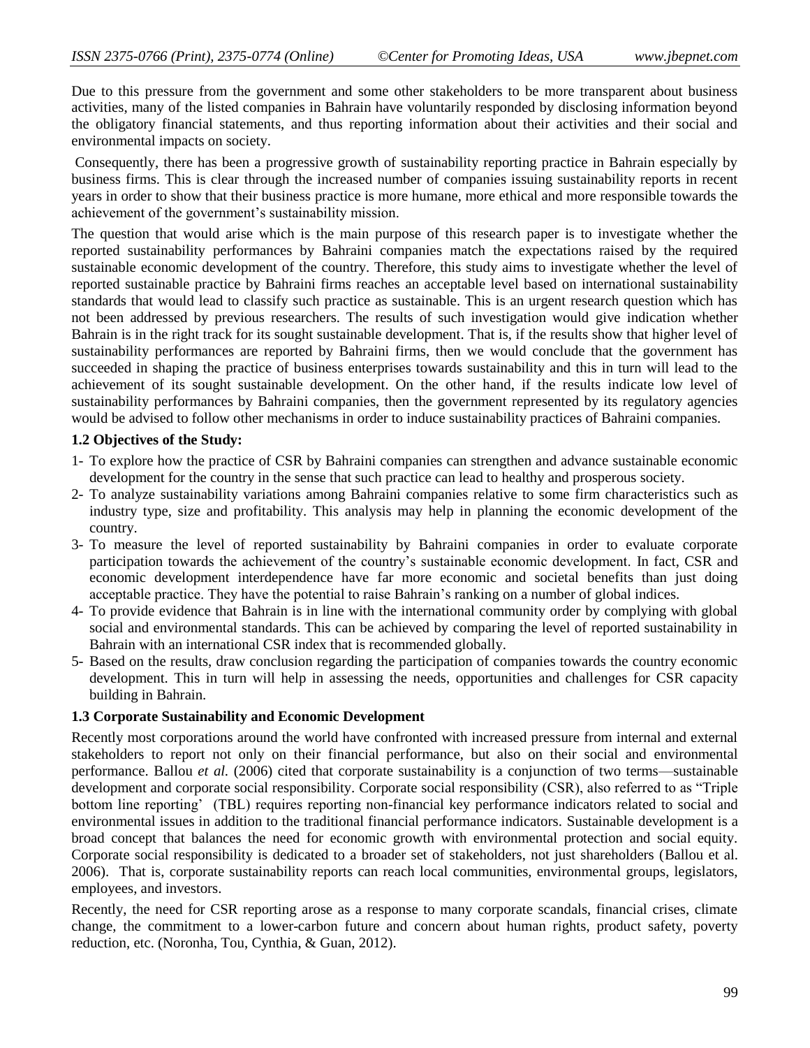Due to this pressure from the government and some other stakeholders to be more transparent about business activities, many of the listed companies in Bahrain have voluntarily responded by disclosing information beyond the obligatory financial statements, and thus reporting information about their activities and their social and environmental impacts on society.

Consequently, there has been a progressive growth of sustainability reporting practice in Bahrain especially by business firms. This is clear through the increased number of companies issuing sustainability reports in recent years in order to show that their business practice is more humane, more ethical and more responsible towards the achievement of the government's sustainability mission.

The question that would arise which is the main purpose of this research paper is to investigate whether the reported sustainability performances by Bahraini companies match the expectations raised by the required sustainable economic development of the country. Therefore, this study aims to investigate whether the level of reported sustainable practice by Bahraini firms reaches an acceptable level based on international sustainability standards that would lead to classify such practice as sustainable. This is an urgent research question which has not been addressed by previous researchers. The results of such investigation would give indication whether Bahrain is in the right track for its sought sustainable development. That is, if the results show that higher level of sustainability performances are reported by Bahraini firms, then we would conclude that the government has succeeded in shaping the practice of business enterprises towards sustainability and this in turn will lead to the achievement of its sought sustainable development. On the other hand, if the results indicate low level of sustainability performances by Bahraini companies, then the government represented by its regulatory agencies would be advised to follow other mechanisms in order to induce sustainability practices of Bahraini companies.

### 1.2 Objectives of the Study:

1- To explore how the practice of CSR by Bahraini companies can strengthen and advance sustainable economic development for the country in the sense that such practice can lead to healthy and prosperous society.
2- To analyze sustainability variations among Bahraini companies relative to some firm characteristics such as industry type, size and profitability. This analysis may help in planning the economic development of the country.
3- To measure the level of reported sustainability by Bahraini companies in order to evaluate corporate participation towards the achievement of the country's sustainable economic development. In fact, CSR and economic development interdependence have far more economic and societal benefits than just doing acceptable practice. They have the potential to raise Bahrain's ranking on a number of global indices.
4- To provide evidence that Bahrain is in line with the international community order by complying with global social and environmental standards. This can be achieved by comparing the level of reported sustainability in Bahrain with an international CSR index that is recommended globally.
5- Based on the results, draw conclusion regarding the participation of companies towards the country economic development. This in turn will help in assessing the needs, opportunities and challenges for CSR capacity building in Bahrain.

### 1.3 Corporate Sustainability and Economic Development

Recently most corporations around the world have confronted with increased pressure from internal and external stakeholders to report not only on their financial performance, but also on their social and environmental performance. Ballou *et al.* (2006) cited that corporate sustainability is a conjunction of two terms—sustainable development and corporate social responsibility. Corporate social responsibility (CSR), also referred to as "Triple bottom line reporting' (TBL) requires reporting non-financial key performance indicators related to social and environmental issues in addition to the traditional financial performance indicators. Sustainable development is a broad concept that balances the need for economic growth with environmental protection and social equity. Corporate social responsibility is dedicated to a broader set of stakeholders, not just shareholders (Ballou et al. 2006). That is, corporate sustainability reports can reach local communities, environmental groups, legislators, employees, and investors.

Recently, the need for CSR reporting arose as a response to many corporate scandals, financial crises, climate change, the commitment to a lower-carbon future and concern about human rights, product safety, poverty reduction, etc. (Noronha, Tou, Cynthia, & Guan, 2012).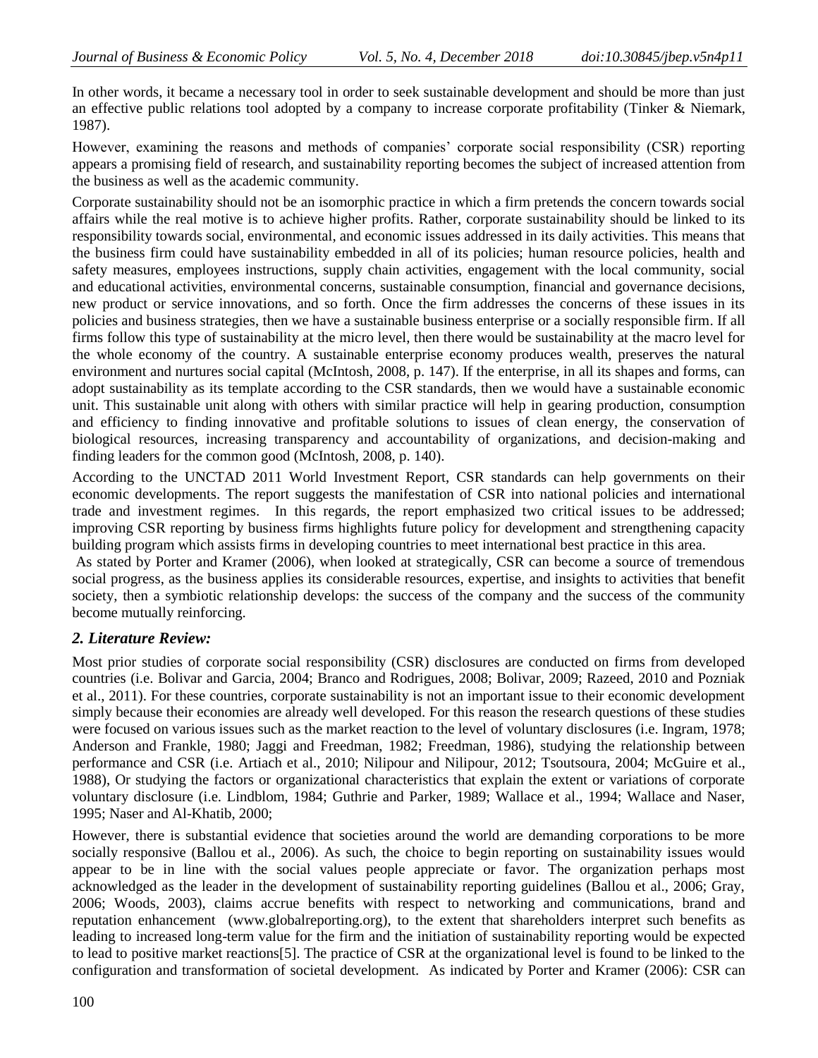In other words, it became a necessary tool in order to seek sustainable development and should be more than just an effective public relations tool adopted by a company to increase corporate profitability (Tinker & Niemark, 1987).

However, examining the reasons and methods of companies' corporate social responsibility (CSR) reporting appears a promising field of research, and sustainability reporting becomes the subject of increased attention from the business as well as the academic community.

Corporate sustainability should not be an isomorphic practice in which a firm pretends the concern towards social affairs while the real motive is to achieve higher profits. Rather, corporate sustainability should be linked to its responsibility towards social, environmental, and economic issues addressed in its daily activities. This means that the business firm could have sustainability embedded in all of its policies; human resource policies, health and safety measures, employees instructions, supply chain activities, engagement with the local community, social and educational activities, environmental concerns, sustainable consumption, financial and governance decisions, new product or service innovations, and so forth. Once the firm addresses the concerns of these issues in its policies and business strategies, then we have a sustainable business enterprise or a socially responsible firm. If all firms follow this type of sustainability at the micro level, then there would be sustainability at the macro level for the whole economy of the country. A sustainable enterprise economy produces wealth, preserves the natural environment and nurtures social capital (McIntosh, 2008, p. 147). If the enterprise, in all its shapes and forms, can adopt sustainability as its template according to the CSR standards, then we would have a sustainable economic unit. This sustainable unit along with others with similar practice will help in gearing production, consumption and efficiency to finding innovative and profitable solutions to issues of clean energy, the conservation of biological resources, increasing transparency and accountability of organizations, and decision-making and finding leaders for the common good (McIntosh, 2008, p. 140).

According to the UNCTAD 2011 World Investment Report, CSR standards can help governments on their economic developments. The report suggests the manifestation of CSR into national policies and international trade and investment regimes. In this regards, the report emphasized two critical issues to be addressed; improving CSR reporting by business firms highlights future policy for development and strengthening capacity building program which assists firms in developing countries to meet international best practice in this area.

As stated by Porter and Kramer (2006), when looked at strategically, CSR can become a source of tremendous social progress, as the business applies its considerable resources, expertise, and insights to activities that benefit society, then a symbiotic relationship develops: the success of the company and the success of the community become mutually reinforcing.

## *2. Literature Review:*

Most prior studies of corporate social responsibility (CSR) disclosures are conducted on firms from developed countries (i.e. Bolivar and Garcia, 2004; Branco and Rodrigues, 2008; Bolivar, 2009; Razeed, 2010 and Pozniak et al., 2011). For these countries, corporate sustainability is not an important issue to their economic development simply because their economies are already well developed. For this reason the research questions of these studies were focused on various issues such as the market reaction to the level of voluntary disclosures (i.e. Ingram, 1978; Anderson and Frankle, 1980; Jaggi and Freedman, 1982; Freedman, 1986), studying the relationship between performance and CSR (i.e. Artiach et al., 2010; Nilipour and Nilipour, 2012; Tsoutsoura, 2004; McGuire et al., 1988), Or studying the factors or organizational characteristics that explain the extent or variations of corporate voluntary disclosure (i.e. Lindblom, 1984; Guthrie and Parker, 1989; Wallace et al., 1994; Wallace and Naser, 1995; Naser and Al-Khatib, 2000;

However, there is substantial evidence that societies around the world are demanding corporations to be more socially responsive (Ballou et al., 2006). As such, the choice to begin reporting on sustainability issues would appear to be in line with the social values people appreciate or favor. The organization perhaps most acknowledged as the leader in the development of sustainability reporting guidelines (Ballou et al., 2006; Gray, 2006; Woods, 2003), claims accrue benefits with respect to networking and communications, brand and reputation enhancement (www.globalreporting.org), to the extent that shareholders interpret such benefits as leading to increased long-term value for the firm and the initiation of sustainability reporting would be expected to lead to positive market reactions[5]. The practice of CSR at the organizational level is found to be linked to the configuration and transformation of societal development. As indicated by Porter and Kramer (2006): CSR can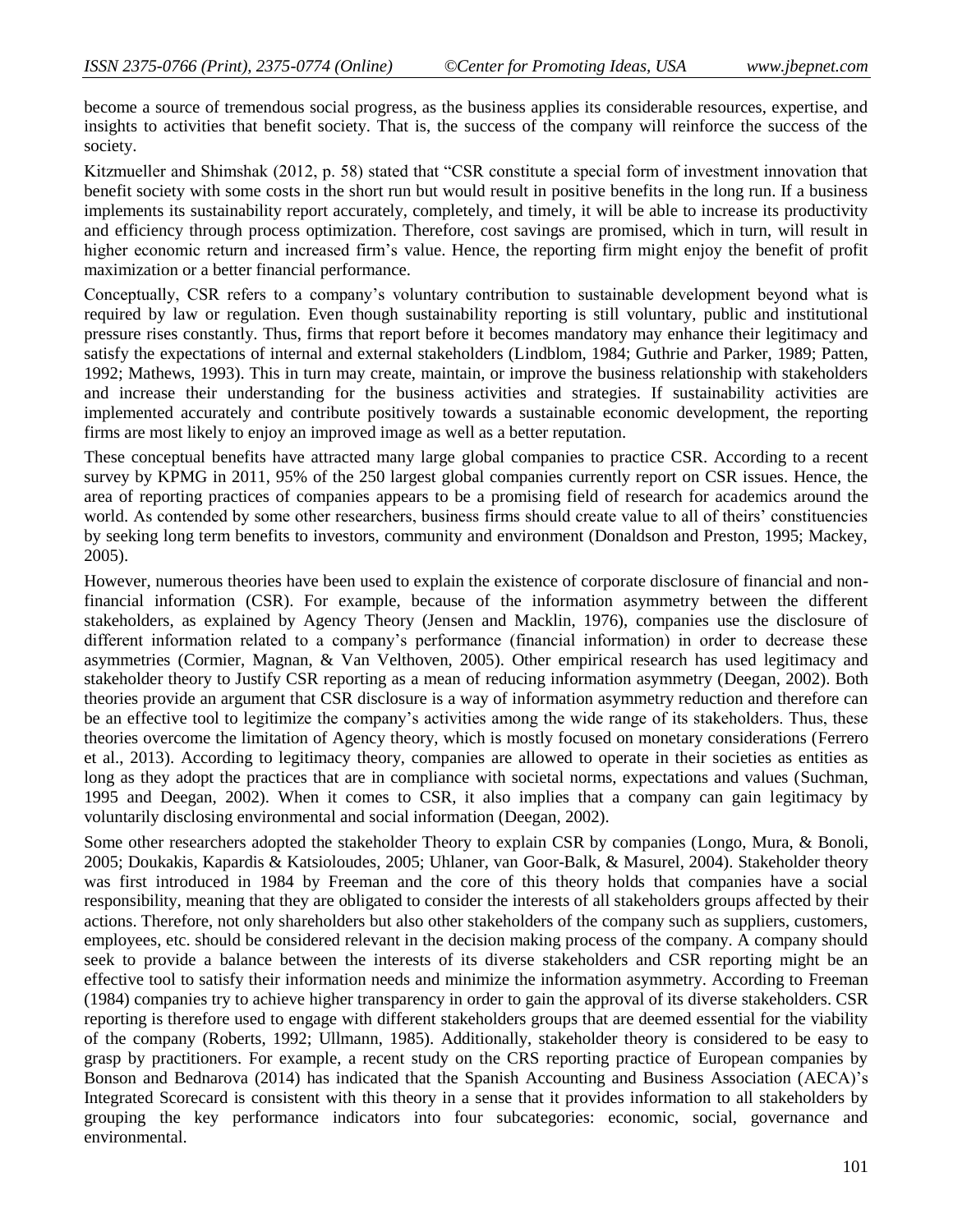become a source of tremendous social progress, as the business applies its considerable resources, expertise, and insights to activities that benefit society. That is, the success of the company will reinforce the success of the society.

Kitzmueller and Shimshak (2012, p. 58) stated that "CSR constitute a special form of investment innovation that benefit society with some costs in the short run but would result in positive benefits in the long run. If a business implements its sustainability report accurately, completely, and timely, it will be able to increase its productivity and efficiency through process optimization. Therefore, cost savings are promised, which in turn, will result in higher economic return and increased firm's value. Hence, the reporting firm might enjoy the benefit of profit maximization or a better financial performance.

Conceptually, CSR refers to a company's voluntary contribution to sustainable development beyond what is required by law or regulation. Even though sustainability reporting is still voluntary, public and institutional pressure rises constantly. Thus, firms that report before it becomes mandatory may enhance their legitimacy and satisfy the expectations of internal and external stakeholders (Lindblom, 1984; Guthrie and Parker, 1989; Patten, 1992; Mathews, 1993). This in turn may create, maintain, or improve the business relationship with stakeholders and increase their understanding for the business activities and strategies. If sustainability activities are implemented accurately and contribute positively towards a sustainable economic development, the reporting firms are most likely to enjoy an improved image as well as a better reputation.

These conceptual benefits have attracted many large global companies to practice CSR. According to a recent survey by KPMG in 2011, 95% of the 250 largest global companies currently report on CSR issues. Hence, the area of reporting practices of companies appears to be a promising field of research for academics around the world. As contended by some other researchers, business firms should create value to all of theirs' constituencies by seeking long term benefits to investors, community and environment (Donaldson and Preston, 1995; Mackey, 2005).

However, numerous theories have been used to explain the existence of corporate disclosure of financial and non-financial information (CSR). For example, because of the information asymmetry between the different stakeholders, as explained by Agency Theory (Jensen and Macklin, 1976), companies use the disclosure of different information related to a company's performance (financial information) in order to decrease these asymmetries (Cormier, Magnan, & Van Velthoven, 2005). Other empirical research has used legitimacy and stakeholder theory to Justify CSR reporting as a mean of reducing information asymmetry (Deegan, 2002). Both theories provide an argument that CSR disclosure is a way of information asymmetry reduction and therefore can be an effective tool to legitimize the company's activities among the wide range of its stakeholders. Thus, these theories overcome the limitation of Agency theory, which is mostly focused on monetary considerations (Ferrero et al., 2013). According to legitimacy theory, companies are allowed to operate in their societies as entities as long as they adopt the practices that are in compliance with societal norms, expectations and values (Suchman, 1995 and Deegan, 2002). When it comes to CSR, it also implies that a company can gain legitimacy by voluntarily disclosing environmental and social information (Deegan, 2002).

Some other researchers adopted the stakeholder Theory to explain CSR by companies (Longo, Mura, & Bonoli, 2005; Doukakis, Kapardis & Katsioloudes, 2005; Uhlaner, van Goor-Balk, & Masurel, 2004). Stakeholder theory was first introduced in 1984 by Freeman and the core of this theory holds that companies have a social responsibility, meaning that they are obligated to consider the interests of all stakeholders groups affected by their actions. Therefore, not only shareholders but also other stakeholders of the company such as suppliers, customers, employees, etc. should be considered relevant in the decision making process of the company. A company should seek to provide a balance between the interests of its diverse stakeholders and CSR reporting might be an effective tool to satisfy their information needs and minimize the information asymmetry. According to Freeman (1984) companies try to achieve higher transparency in order to gain the approval of its diverse stakeholders. CSR reporting is therefore used to engage with different stakeholders groups that are deemed essential for the viability of the company (Roberts, 1992; Ullmann, 1985). Additionally, stakeholder theory is considered to be easy to grasp by practitioners. For example, a recent study on the CRS reporting practice of European companies by Bonson and Bednarova (2014) has indicated that the Spanish Accounting and Business Association (AECA)'s Integrated Scorecard is consistent with this theory in a sense that it provides information to all stakeholders by grouping the key performance indicators into four subcategories: economic, social, governance and environmental.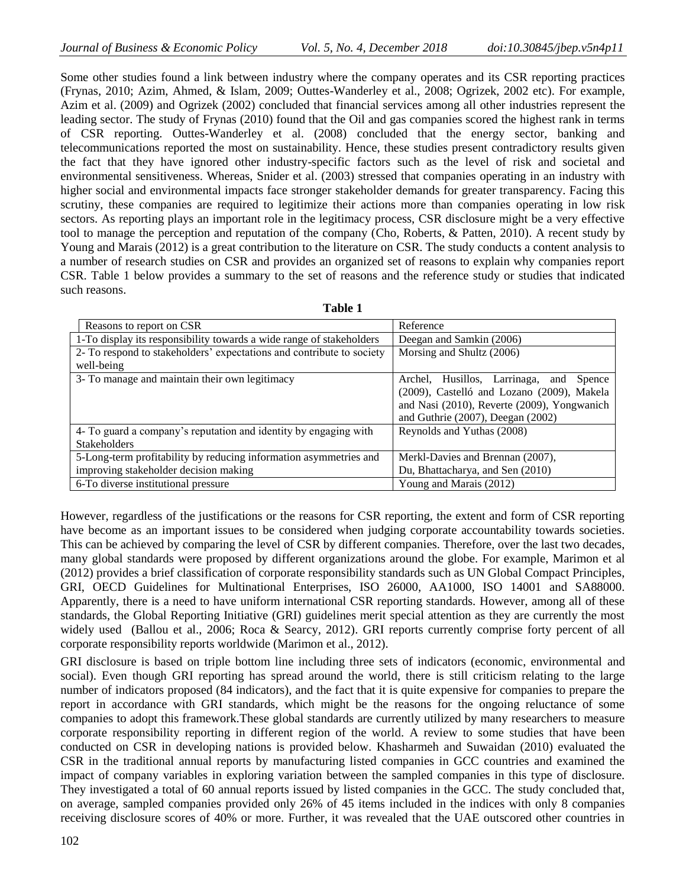Some other studies found a link between industry where the company operates and its CSR reporting practices (Frynas, 2010; Azim, Ahmed, & Islam, 2009; Outtes-Wanderley et al., 2008; Ogrizek, 2002 etc). For example, Azim et al. (2009) and Ogrizek (2002) concluded that financial services among all other industries represent the leading sector. The study of Frynas (2010) found that the Oil and gas companies scored the highest rank in terms of CSR reporting. Outtes-Wanderley et al. (2008) concluded that the energy sector, banking and telecommunications reported the most on sustainability. Hence, these studies present contradictory results given the fact that they have ignored other industry-specific factors such as the level of risk and societal and environmental sensitiveness. Whereas, Snider et al. (2003) stressed that companies operating in an industry with higher social and environmental impacts face stronger stakeholder demands for greater transparency. Facing this scrutiny, these companies are required to legitimize their actions more than companies operating in low risk sectors. As reporting plays an important role in the legitimacy process, CSR disclosure might be a very effective tool to manage the perception and reputation of the company (Cho, Roberts, & Patten, 2010). A recent study by Young and Marais (2012) is a great contribution to the literature on CSR. The study conducts a content analysis to a number of research studies on CSR and provides an organized set of reasons to explain why companies report CSR. Table 1 below provides a summary to the set of reasons and the reference study or studies that indicated such reasons.

**Table 1**

| Reasons to report on CSR | Reference |
|---|---|
| 1-To display its responsibility towards a wide range of stakeholders | Deegan and Samkin (2006) |
| 2- To respond to stakeholders' expectations and contribute to society well-being | Morsing and Shultz (2006) |
| 3- To manage and maintain their own legitimacy | Archel, Husillos, Larrinaga, and Spence (2009), Castelló and Lozano (2009), Makela and Nasi (2010), Reverte (2009), Yongwanich and Guthrie (2007), Deegan (2002) |
| 4- To guard a company's reputation and identity by engaging with Stakeholders | Reynolds and Yuthas (2008) |
| 5-Long-term profitability by reducing information asymmetries and improving stakeholder decision making | Merkl-Davies and Brennan (2007), Du, Bhattacharya, and Sen (2010) |
| 6-To diverse institutional pressure | Young and Marais (2012) |

However, regardless of the justifications or the reasons for CSR reporting, the extent and form of CSR reporting have become as an important issues to be considered when judging corporate accountability towards societies. This can be achieved by comparing the level of CSR by different companies. Therefore, over the last two decades, many global standards were proposed by different organizations around the globe. For example, Marimon et al (2012) provides a brief classification of corporate responsibility standards such as UN Global Compact Principles, GRI, OECD Guidelines for Multinational Enterprises, ISO 26000, AA1000, ISO 14001 and SA88000. Apparently, there is a need to have uniform international CSR reporting standards. However, among all of these standards, the Global Reporting Initiative (GRI) guidelines merit special attention as they are currently the most widely used (Ballou et al., 2006; Roca & Searcy, 2012). GRI reports currently comprise forty percent of all corporate responsibility reports worldwide (Marimon et al., 2012).

GRI disclosure is based on triple bottom line including three sets of indicators (economic, environmental and social). Even though GRI reporting has spread around the world, there is still criticism relating to the large number of indicators proposed (84 indicators), and the fact that it is quite expensive for companies to prepare the report in accordance with GRI standards, which might be the reasons for the ongoing reluctance of some companies to adopt this framework.These global standards are currently utilized by many researchers to measure corporate responsibility reporting in different region of the world. A review to some studies that have been conducted on CSR in developing nations is provided below. Khasharmeh and Suwaidan (2010) evaluated the CSR in the traditional annual reports by manufacturing listed companies in GCC countries and examined the impact of company variables in exploring variation between the sampled companies in this type of disclosure. They investigated a total of 60 annual reports issued by listed companies in the GCC. The study concluded that, on average, sampled companies provided only 26% of 45 items included in the indices with only 8 companies receiving disclosure scores of 40% or more. Further, it was revealed that the UAE outscored other countries in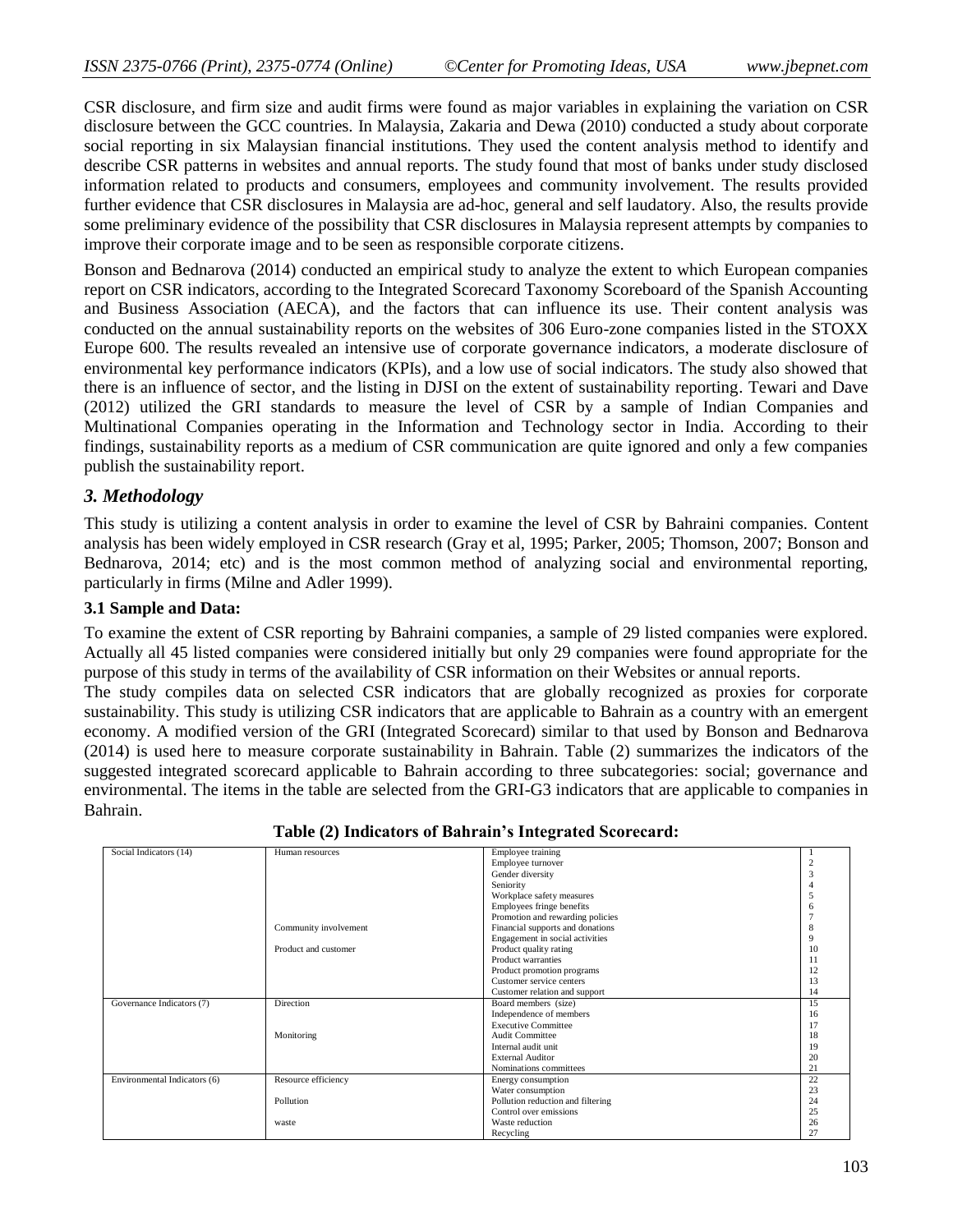CSR disclosure, and firm size and audit firms were found as major variables in explaining the variation on CSR disclosure between the GCC countries. In Malaysia, Zakaria and Dewa (2010) conducted a study about corporate social reporting in six Malaysian financial institutions. They used the content analysis method to identify and describe CSR patterns in websites and annual reports. The study found that most of banks under study disclosed information related to products and consumers, employees and community involvement. The results provided further evidence that CSR disclosures in Malaysia are ad-hoc, general and self laudatory. Also, the results provide some preliminary evidence of the possibility that CSR disclosures in Malaysia represent attempts by companies to improve their corporate image and to be seen as responsible corporate citizens.

Bonson and Bednarova (2014) conducted an empirical study to analyze the extent to which European companies report on CSR indicators, according to the Integrated Scorecard Taxonomy Scoreboard of the Spanish Accounting and Business Association (AECA), and the factors that can influence its use. Their content analysis was conducted on the annual sustainability reports on the websites of 306 Euro-zone companies listed in the STOXX Europe 600. The results revealed an intensive use of corporate governance indicators, a moderate disclosure of environmental key performance indicators (KPIs), and a low use of social indicators. The study also showed that there is an influence of sector, and the listing in DJSI on the extent of sustainability reporting. Tewari and Dave (2012) utilized the GRI standards to measure the level of CSR by a sample of Indian Companies and Multinational Companies operating in the Information and Technology sector in India. According to their findings, sustainability reports as a medium of CSR communication are quite ignored and only a few companies publish the sustainability report.

## *3. Methodology*

This study is utilizing a content analysis in order to examine the level of CSR by Bahraini companies. Content analysis has been widely employed in CSR research (Gray et al, 1995; Parker, 2005; Thomson, 2007; Bonson and Bednarova, 2014; etc) and is the most common method of analyzing social and environmental reporting, particularly in firms (Milne and Adler 1999).

### 3.1 Sample and Data:

To examine the extent of CSR reporting by Bahraini companies, a sample of 29 listed companies were explored. Actually all 45 listed companies were considered initially but only 29 companies were found appropriate for the purpose of this study in terms of the availability of CSR information on their Websites or annual reports.

The study compiles data on selected CSR indicators that are globally recognized as proxies for corporate sustainability. This study is utilizing CSR indicators that are applicable to Bahrain as a country with an emergent economy. A modified version of the GRI (Integrated Scorecard) similar to that used by Bonson and Bednarova (2014) is used here to measure corporate sustainability in Bahrain. Table (2) summarizes the indicators of the suggested integrated scorecard applicable to Bahrain according to three subcategories: social; governance and environmental. The items in the table are selected from the GRI-G3 indicators that are applicable to companies in Bahrain.

**Table (2) Indicators of Bahrain's Integrated Scorecard:**

| | | | |
|---|---|---|---|
| Social Indicators (14) | Human resources | Employee training | 1 |
| | | Employee turnover | 2 |
| | | Gender diversity | 3 |
| | | Seniority | 4 |
| | | Workplace safety measures | 5 |
| | | Employees fringe benefits | 6 |
| | | Promotion and rewarding policies | 7 |
| | Community involvement | Financial supports and donations | 8 |
| | | Engagement in social activities | 9 |
| | Product and customer | Product quality rating | 10 |
| | | Product warranties | 11 |
| | | Product promotion programs | 12 |
| | | Customer service centers | 13 |
| | | Customer relation and support | 14 |
| Governance Indicators (7) | Direction | Board members (size) | 15 |
| | | Independence of members | 16 |
| | | Executive Committee | 17 |
| | Monitoring | Audit Committee | 18 |
| | | Internal audit unit | 19 |
| | | External Auditor | 20 |
| | | Nominations committees | 21 |
| Environmental Indicators (6) | Resource efficiency | Energy consumption | 22 |
| | | Water consumption | 23 |
| | Pollution | Pollution reduction and filtering | 24 |
| | | Control over emissions | 25 |
| | waste | Waste reduction | 26 |
| | | Recycling | 27 |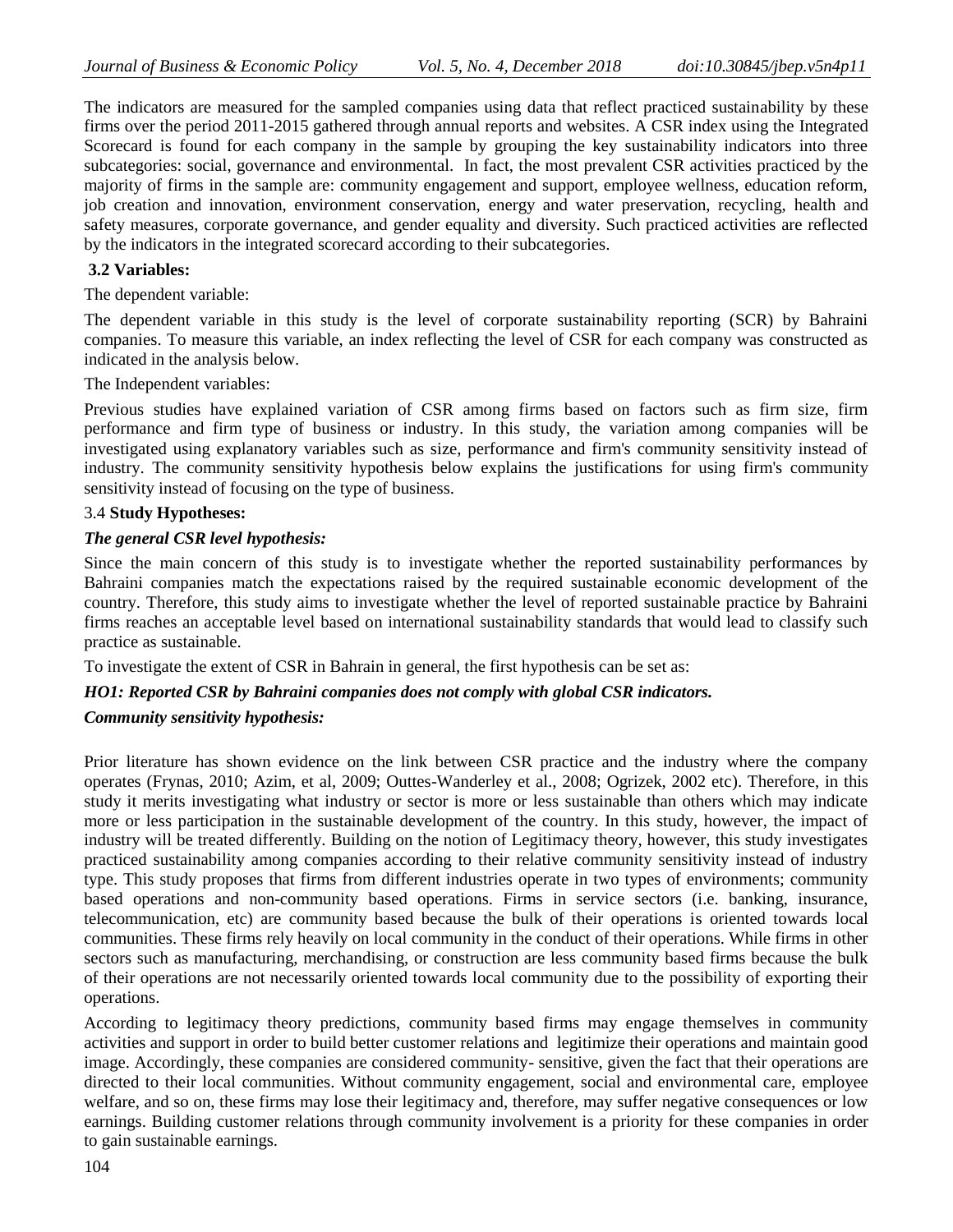The indicators are measured for the sampled companies using data that reflect practiced sustainability by these firms over the period 2011-2015 gathered through annual reports and websites. A CSR index using the Integrated Scorecard is found for each company in the sample by grouping the key sustainability indicators into three subcategories: social, governance and environmental. In fact, the most prevalent CSR activities practiced by the majority of firms in the sample are: community engagement and support, employee wellness, education reform, job creation and innovation, environment conservation, energy and water preservation, recycling, health and safety measures, corporate governance, and gender equality and diversity. Such practiced activities are reflected by the indicators in the integrated scorecard according to their subcategories.

### 3.2 Variables:

The dependent variable:

The dependent variable in this study is the level of corporate sustainability reporting (SCR) by Bahraini companies. To measure this variable, an index reflecting the level of CSR for each company was constructed as indicated in the analysis below.

The Independent variables:

Previous studies have explained variation of CSR among firms based on factors such as firm size, firm performance and firm type of business or industry. In this study, the variation among companies will be investigated using explanatory variables such as size, performance and firm's community sensitivity instead of industry. The community sensitivity hypothesis below explains the justifications for using firm's community sensitivity instead of focusing on the type of business.

### 3.4 Study Hypotheses:

***The general CSR level hypothesis:***

Since the main concern of this study is to investigate whether the reported sustainability performances by Bahraini companies match the expectations raised by the required sustainable economic development of the country. Therefore, this study aims to investigate whether the level of reported sustainable practice by Bahraini firms reaches an acceptable level based on international sustainability standards that would lead to classify such practice as sustainable.

To investigate the extent of CSR in Bahrain in general, the first hypothesis can be set as:

***HO1: Reported CSR by Bahraini companies does not comply with global CSR indicators.***

***Community sensitivity hypothesis:***

Prior literature has shown evidence on the link between CSR practice and the industry where the company operates (Frynas, 2010; Azim, et al, 2009; Outtes-Wanderley et al., 2008; Ogrizek, 2002 etc). Therefore, in this study it merits investigating what industry or sector is more or less sustainable than others which may indicate more or less participation in the sustainable development of the country. In this study, however, the impact of industry will be treated differently. Building on the notion of Legitimacy theory, however, this study investigates practiced sustainability among companies according to their relative community sensitivity instead of industry type. This study proposes that firms from different industries operate in two types of environments; community based operations and non-community based operations. Firms in service sectors (i.e. banking, insurance, telecommunication, etc) are community based because the bulk of their operations is oriented towards local communities. These firms rely heavily on local community in the conduct of their operations. While firms in other sectors such as manufacturing, merchandising, or construction are less community based firms because the bulk of their operations are not necessarily oriented towards local community due to the possibility of exporting their operations.

According to legitimacy theory predictions, community based firms may engage themselves in community activities and support in order to build better customer relations and legitimize their operations and maintain good image. Accordingly, these companies are considered community- sensitive, given the fact that their operations are directed to their local communities. Without community engagement, social and environmental care, employee welfare, and so on, these firms may lose their legitimacy and, therefore, may suffer negative consequences or low earnings. Building customer relations through community involvement is a priority for these companies in order to gain sustainable earnings.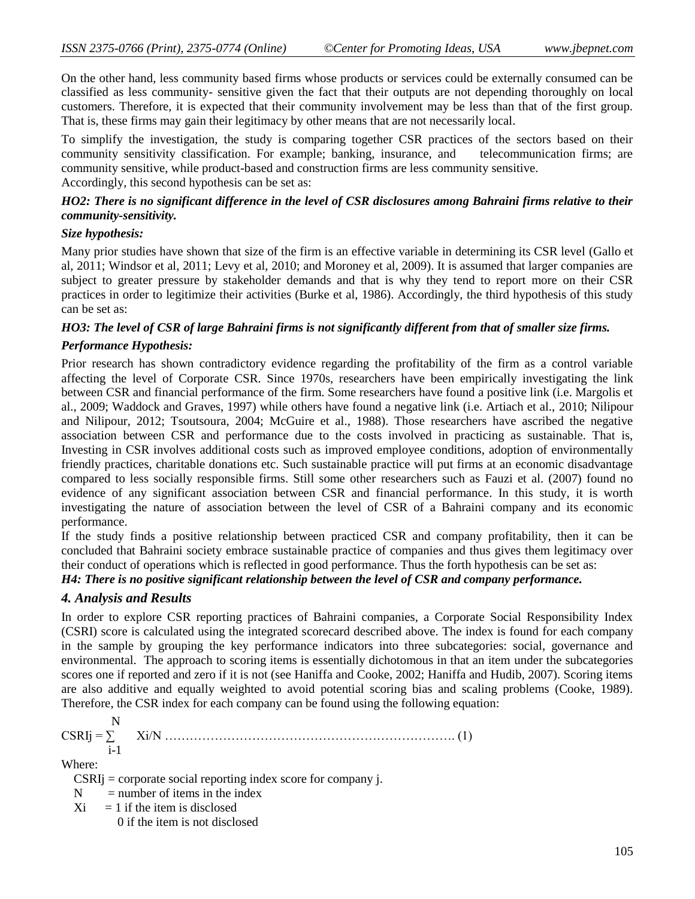On the other hand, less community based firms whose products or services could be externally consumed can be classified as less community- sensitive given the fact that their outputs are not depending thoroughly on local customers. Therefore, it is expected that their community involvement may be less than that of the first group. That is, these firms may gain their legitimacy by other means that are not necessarily local.

To simplify the investigation, the study is comparing together CSR practices of the sectors based on their community sensitivity classification. For example; banking, insurance, and telecommunication firms; are community sensitive, while product-based and construction firms are less community sensitive.
Accordingly, this second hypothesis can be set as:

***HO2: There is no significant difference in the level of CSR disclosures among Bahraini firms relative to their community-sensitivity.***

***Size hypothesis:***

Many prior studies have shown that size of the firm is an effective variable in determining its CSR level (Gallo et al, 2011; Windsor et al, 2011; Levy et al, 2010; and Moroney et al, 2009). It is assumed that larger companies are subject to greater pressure by stakeholder demands and that is why they tend to report more on their CSR practices in order to legitimize their activities (Burke et al, 1986). Accordingly, the third hypothesis of this study can be set as:

***HO3: The level of CSR of large Bahraini firms is not significantly different from that of smaller size firms.***

***Performance Hypothesis:***

Prior research has shown contradictory evidence regarding the profitability of the firm as a control variable affecting the level of Corporate CSR. Since 1970s, researchers have been empirically investigating the link between CSR and financial performance of the firm. Some researchers have found a positive link (i.e. Margolis et al., 2009; Waddock and Graves, 1997) while others have found a negative link (i.e. Artiach et al., 2010; Nilipour and Nilipour, 2012; Tsoutsoura, 2004; McGuire et al., 1988). Those researchers have ascribed the negative association between CSR and performance due to the costs involved in practicing as sustainable. That is, Investing in CSR involves additional costs such as improved employee conditions, adoption of environmentally friendly practices, charitable donations etc. Such sustainable practice will put firms at an economic disadvantage compared to less socially responsible firms. Still some other researchers such as Fauzi et al. (2007) found no evidence of any significant association between CSR and financial performance. In this study, it is worth investigating the nature of association between the level of CSR of a Bahraini company and its economic performance.
If the study finds a positive relationship between practiced CSR and company profitability, then it can be concluded that Bahraini society embrace sustainable practice of companies and thus gives them legitimacy over their conduct of operations which is reflected in good performance. Thus the forth hypothesis can be set as:
***H4: There is no positive significant relationship between the level of CSR and company performance.***

## *4. Analysis and Results*

In order to explore CSR reporting practices of Bahraini companies, a Corporate Social Responsibility Index (CSRI) score is calculated using the integrated scorecard described above. The index is found for each company in the sample by grouping the key performance indicators into three subcategories: social, governance and environmental. The approach to scoring items is essentially dichotomous in that an item under the subcategories scores one if reported and zero if it is not (see Haniffa and Cooke, 2002; Haniffa and Hudib, 2007). Scoring items are also additive and equally weighted to avoid potential scoring bias and scaling problems (Cooke, 1989). Therefore, the CSR index for each company can be found using the following equation:

$$CSRI_j = \sum_{i-1}^{N} X_i/N \quad \ldots\ldots (1)$$

Where:

$CSRI_j$ = corporate social reporting index score for company j.
N = number of items in the index
$X_i$ = 1 if the item is disclosed
0 if the item is not disclosed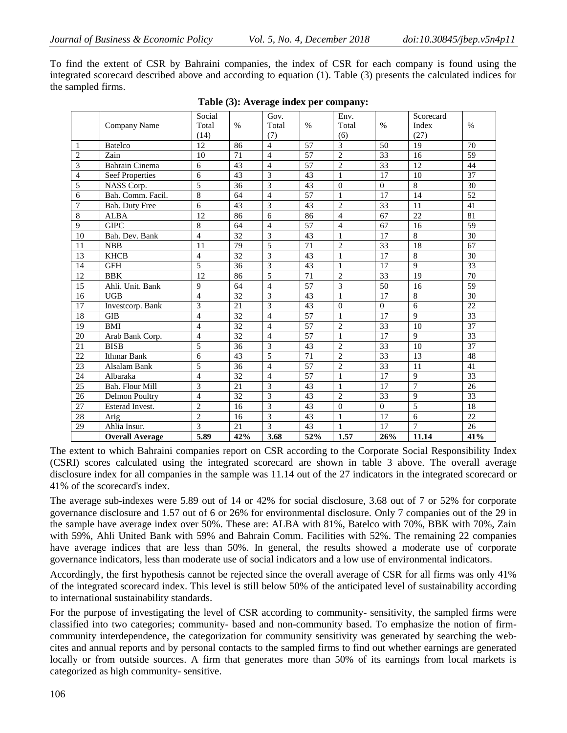To find the extent of CSR by Bahraini companies, the index of CSR for each company is found using the integrated scorecard described above and according to equation (1). Table (3) presents the calculated indices for the sampled firms.

**Table (3): Average index per company:**

| | Company Name | Social Total (14) | % | Gov. Total (7) | % | Env. Total (6) | % | Scorecard Index (27) | % |
|---|---|---|---|---|---|---|---|---|---|
| 1 | Batelco | 12 | 86 | 4 | 57 | 3 | 50 | 19 | 70 |
| 2 | Zain | 10 | 71 | 4 | 57 | 2 | 33 | 16 | 59 |
| 3 | Bahrain Cinema | 6 | 43 | 4 | 57 | 2 | 33 | 12 | 44 |
| 4 | Seef Properties | 6 | 43 | 3 | 43 | 1 | 17 | 10 | 37 |
| 5 | NASS Corp. | 5 | 36 | 3 | 43 | 0 | 0 | 8 | 30 |
| 6 | Bah. Comm. Facil. | 8 | 64 | 4 | 57 | 1 | 17 | 14 | 52 |
| 7 | Bah. Duty Free | 6 | 43 | 3 | 43 | 2 | 33 | 11 | 41 |
| 8 | ALBA | 12 | 86 | 6 | 86 | 4 | 67 | 22 | 81 |
| 9 | GIPC | 8 | 64 | 4 | 57 | 4 | 67 | 16 | 59 |
| 10 | Bah. Dev. Bank | 4 | 32 | 3 | 43 | 1 | 17 | 8 | 30 |
| 11 | NBB | 11 | 79 | 5 | 71 | 2 | 33 | 18 | 67 |
| 13 | KHCB | 4 | 32 | 3 | 43 | 1 | 17 | 8 | 30 |
| 14 | GFH | 5 | 36 | 3 | 43 | 1 | 17 | 9 | 33 |
| 12 | BBK | 12 | 86 | 5 | 71 | 2 | 33 | 19 | 70 |
| 15 | Ahli. Unit. Bank | 9 | 64 | 4 | 57 | 3 | 50 | 16 | 59 |
| 16 | UGB | 4 | 32 | 3 | 43 | 1 | 17 | 8 | 30 |
| 17 | Investcorp. Bank | 3 | 21 | 3 | 43 | 0 | 0 | 6 | 22 |
| 18 | GIB | 4 | 32 | 4 | 57 | 1 | 17 | 9 | 33 |
| 19 | BMI | 4 | 32 | 4 | 57 | 2 | 33 | 10 | 37 |
| 20 | Arab Bank Corp. | 4 | 32 | 4 | 57 | 1 | 17 | 9 | 33 |
| 21 | BISB | 5 | 36 | 3 | 43 | 2 | 33 | 10 | 37 |
| 22 | Ithmar Bank | 6 | 43 | 5 | 71 | 2 | 33 | 13 | 48 |
| 23 | Alsalam Bank | 5 | 36 | 4 | 57 | 2 | 33 | 11 | 41 |
| 24 | Albaraka | 4 | 32 | 4 | 57 | 1 | 17 | 9 | 33 |
| 25 | Bah. Flour Mill | 3 | 21 | 3 | 43 | 1 | 17 | 7 | 26 |
| 26 | Delmon Poultry | 4 | 32 | 3 | 43 | 2 | 33 | 9 | 33 |
| 27 | Esterad Invest. | 2 | 16 | 3 | 43 | 0 | 0 | 5 | 18 |
| 28 | Arig | 2 | 16 | 3 | 43 | 1 | 17 | 6 | 22 |
| 29 | Ahlia Insur. | 3 | 21 | 3 | 43 | 1 | 17 | 7 | 26 |
| | **Overall Average** | **5.89** | **42%** | **3.68** | **52%** | **1.57** | **26%** | **11.14** | **41%** |

The extent to which Bahraini companies report on CSR according to the Corporate Social Responsibility Index (CSRI) scores calculated using the integrated scorecard are shown in table 3 above. The overall average disclosure index for all companies in the sample was 11.14 out of the 27 indicators in the integrated scorecard or 41% of the scorecard's index.

The average sub-indexes were 5.89 out of 14 or 42% for social disclosure, 3.68 out of 7 or 52% for corporate governance disclosure and 1.57 out of 6 or 26% for environmental disclosure. Only 7 companies out of the 29 in the sample have average index over 50%. These are: ALBA with 81%, Batelco with 70%, BBK with 70%, Zain with 59%, Ahli United Bank with 59% and Bahrain Comm. Facilities with 52%. The remaining 22 companies have average indices that are less than 50%. In general, the results showed a moderate use of corporate governance indicators, less than moderate use of social indicators and a low use of environmental indicators.

Accordingly, the first hypothesis cannot be rejected since the overall average of CSR for all firms was only 41% of the integrated scorecard index. This level is still below 50% of the anticipated level of sustainability according to international sustainability standards.

For the purpose of investigating the level of CSR according to community- sensitivity, the sampled firms were classified into two categories; community- based and non-community based. To emphasize the notion of firm-community interdependence, the categorization for community sensitivity was generated by searching the web-cites and annual reports and by personal contacts to the sampled firms to find out whether earnings are generated locally or from outside sources. A firm that generates more than 50% of its earnings from local markets is categorized as high community- sensitive.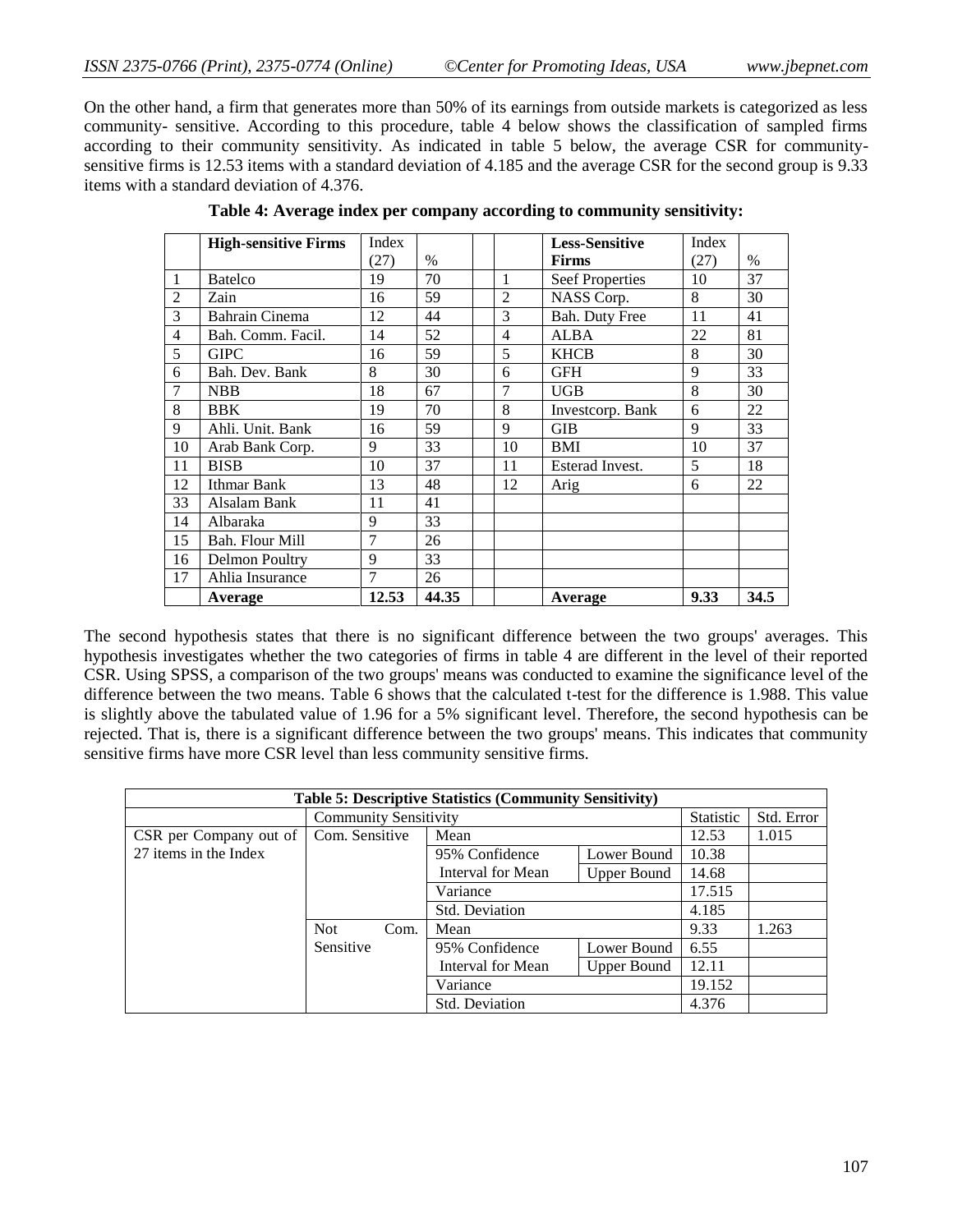On the other hand, a firm that generates more than 50% of its earnings from outside markets is categorized as less community- sensitive. According to this procedure, table 4 below shows the classification of sampled firms according to their community sensitivity. As indicated in table 5 below, the average CSR for community-sensitive firms is 12.53 items with a standard deviation of 4.185 and the average CSR for the second group is 9.33 items with a standard deviation of 4.376.

**Table 4: Average index per company according to community sensitivity:**

| | High-sensitive Firms | Index (27) | % | | | Less-Sensitive Firms | Index (27) | % |
|---|---|---|---|---|---|---|---|---|
| 1 | Batelco | 19 | 70 | | 1 | Seef Properties | 10 | 37 |
| 2 | Zain | 16 | 59 | | 2 | NASS Corp. | 8 | 30 |
| 3 | Bahrain Cinema | 12 | 44 | | 3 | Bah. Duty Free | 11 | 41 |
| 4 | Bah. Comm. Facil. | 14 | 52 | | 4 | ALBA | 22 | 81 |
| 5 | GIPC | 16 | 59 | | 5 | KHCB | 8 | 30 |
| 6 | Bah. Dev. Bank | 8 | 30 | | 6 | GFH | 9 | 33 |
| 7 | NBB | 18 | 67 | | 7 | UGB | 8 | 30 |
| 8 | BBK | 19 | 70 | | 8 | Investcorp. Bank | 6 | 22 |
| 9 | Ahli. Unit. Bank | 16 | 59 | | 9 | GIB | 9 | 33 |
| 10 | Arab Bank Corp. | 9 | 33 | | 10 | BMI | 10 | 37 |
| 11 | BISB | 10 | 37 | | 11 | Esterad Invest. | 5 | 18 |
| 12 | Ithmar Bank | 13 | 48 | | 12 | Arig | 6 | 22 |
| 33 | Alsalam Bank | 11 | 41 | | | | | |
| 14 | Albaraka | 9 | 33 | | | | | |
| 15 | Bah. Flour Mill | 7 | 26 | | | | | |
| 16 | Delmon Poultry | 9 | 33 | | | | | |
| 17 | Ahlia Insurance | 7 | 26 | | | | | |
| | **Average** | **12.53** | **44.35** | | | **Average** | **9.33** | **34.5** |

The second hypothesis states that there is no significant difference between the two groups' averages. This hypothesis investigates whether the two categories of firms in table 4 are different in the level of their reported CSR. Using SPSS, a comparison of the two groups' means was conducted to examine the significance level of the difference between the two means. Table 6 shows that the calculated t-test for the difference is 1.988. This value is slightly above the tabulated value of 1.96 for a 5% significant level. Therefore, the second hypothesis can be rejected. That is, there is a significant difference between the two groups' means. This indicates that community sensitive firms have more CSR level than less community sensitive firms.

**Table 5: Descriptive Statistics (Community Sensitivity)**

| | Community Sensitivity | | | Statistic | Std. Error |
|---|---|---|---|---|---|
| CSR per Company out of 27 items in the Index | Com. Sensitive | Mean | | 12.53 | 1.015 |
| | | 95% Confidence Interval for Mean | Lower Bound | 10.38 | |
| | | | Upper Bound | 14.68 | |
| | | Variance | | 17.515 | |
| | | Std. Deviation | | 4.185 | |
| | Not Com. Sensitive | Mean | | 9.33 | 1.263 |
| | | 95% Confidence Interval for Mean | Lower Bound | 6.55 | |
| | | | Upper Bound | 12.11 | |
| | | Variance | | 19.152 | |
| | | Std. Deviation | | 4.376 | |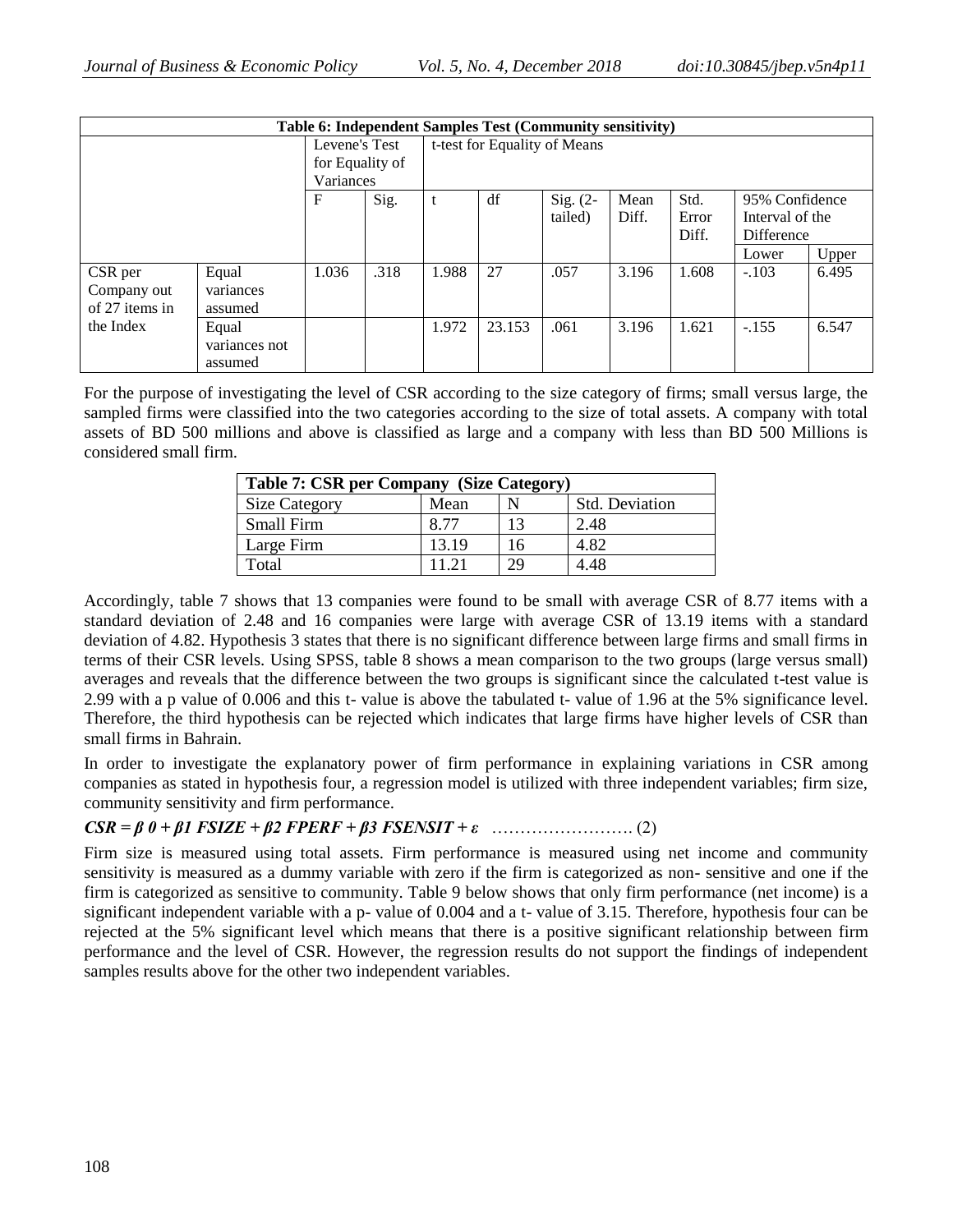| Table 6: Independent Samples Test (Community sensitivity) | | | | | | | | | | |
|---|---|---|---|---|---|---|---|---|---|---|
| | | Levene's Test for Equality of Variances | | t-test for Equality of Means | | | | | | |
| | | F | Sig. | t | df | Sig. (2-tailed) | Mean Diff. | Std. Error Diff. | 95% Confidence Interval of the Difference | |
| | | | | | | | | | Lower | Upper |
| CSR per Company out of 27 items in the Index | Equal variances assumed | 1.036 | .318 | 1.988 | 27 | .057 | 3.196 | 1.608 | -.103 | 6.495 |
| | Equal variances not assumed | | | 1.972 | 23.153 | .061 | 3.196 | 1.621 | -.155 | 6.547 |

For the purpose of investigating the level of CSR according to the size category of firms; small versus large, the sampled firms were classified into the two categories according to the size of total assets. A company with total assets of BD 500 millions and above is classified as large and a company with less than BD 500 Millions is considered small firm.

| Table 7: CSR per Company (Size Category) | | | |
|---|---|---|---|
| Size Category | Mean | N | Std. Deviation |
| Small Firm | 8.77 | 13 | 2.48 |
| Large Firm | 13.19 | 16 | 4.82 |
| Total | 11.21 | 29 | 4.48 |

Accordingly, table 7 shows that 13 companies were found to be small with average CSR of 8.77 items with a standard deviation of 2.48 and 16 companies were large with average CSR of 13.19 items with a standard deviation of 4.82. Hypothesis 3 states that there is no significant difference between large firms and small firms in terms of their CSR levels. Using SPSS, table 8 shows a mean comparison to the two groups (large versus small) averages and reveals that the difference between the two groups is significant since the calculated t-test value is 2.99 with a p value of 0.006 and this t- value is above the tabulated t- value of 1.96 at the 5% significance level. Therefore, the third hypothesis can be rejected which indicates that large firms have higher levels of CSR than small firms in Bahrain.

In order to investigate the explanatory power of firm performance in explaining variations in CSR among companies as stated in hypothesis four, a regression model is utilized with three independent variables; firm size, community sensitivity and firm performance.

$$CSR = \beta_0 + \beta_1 FSIZE + \beta_2 FPERF + \beta_3 FSENSIT + \varepsilon \quad \text{……………………. (2)}$$

Firm size is measured using total assets. Firm performance is measured using net income and community sensitivity is measured as a dummy variable with zero if the firm is categorized as non- sensitive and one if the firm is categorized as sensitive to community. Table 9 below shows that only firm performance (net income) is a significant independent variable with a p- value of 0.004 and a t- value of 3.15. Therefore, hypothesis four can be rejected at the 5% significant level which means that there is a positive significant relationship between firm performance and the level of CSR. However, the regression results do not support the findings of independent samples results above for the other two independent variables.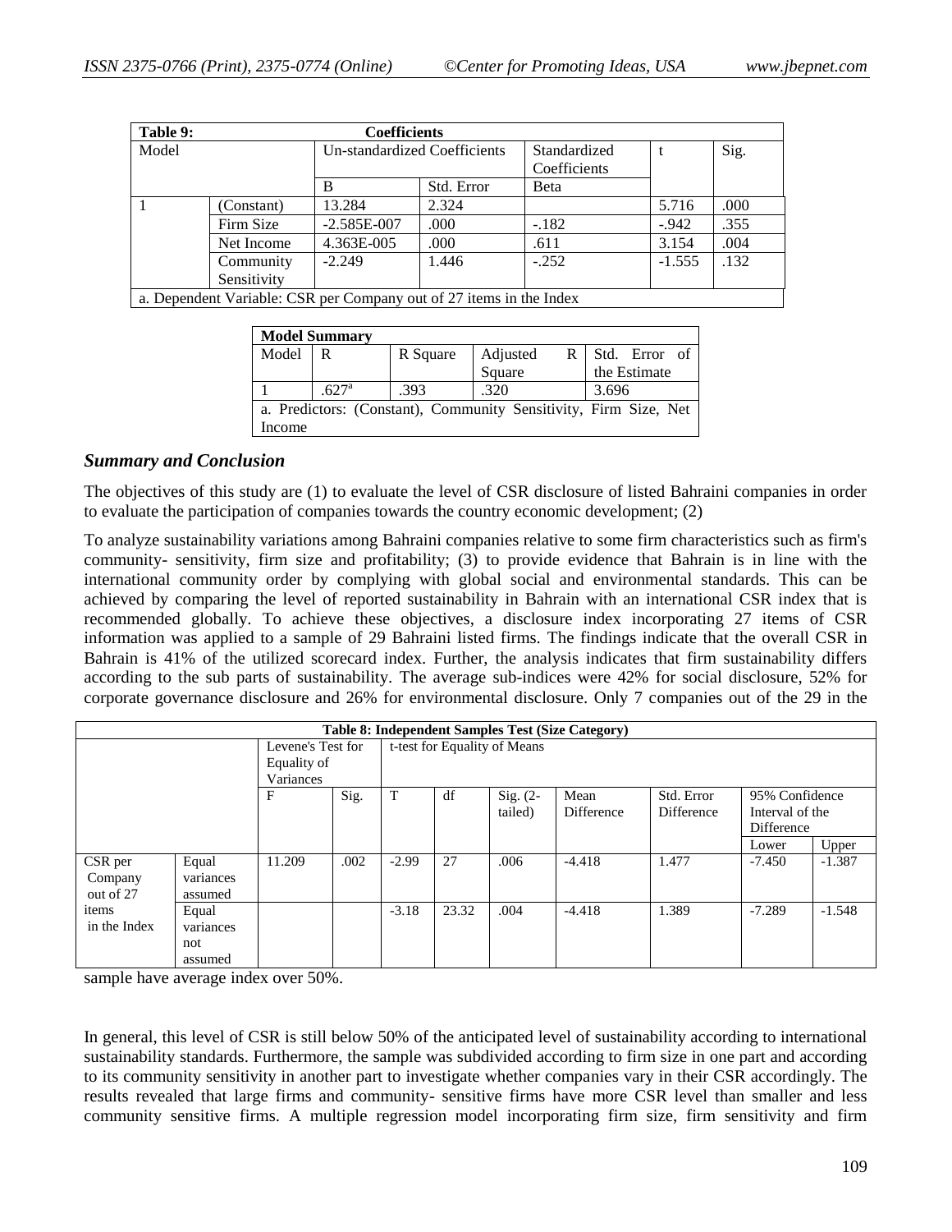| Table 9: | | Coefficients | | | | |
|---|---|---|---|---|---|---|
| Model | | Un-standardized Coefficients | | Standardized Coefficients | t | Sig. |
| | | B | Std. Error | Beta | | |
| 1 | (Constant) | 13.284 | 2.324 | | 5.716 | .000 |
| | Firm Size | -2.585E-007 | .000 | -.182 | -.942 | .355 |
| | Net Income | 4.363E-005 | .000 | .611 | 3.154 | .004 |
| | Community Sensitivity | -2.249 | 1.446 | -.252 | -1.555 | .132 |

a. Dependent Variable: CSR per Company out of 27 items in the Index

| Model Summary | | | | |
|---|---|---|---|---|
| Model | R | R Square | Adjusted R Square | Std. Error of the Estimate |
| 1 | .627[a] | .393 | .320 | 3.696 |

a. Predictors: (Constant), Community Sensitivity, Firm Size, Net Income

### *Summary and Conclusion*

The objectives of this study are (1) to evaluate the level of CSR disclosure of listed Bahraini companies in order to evaluate the participation of companies towards the country economic development; (2)

To analyze sustainability variations among Bahraini companies relative to some firm characteristics such as firm's community- sensitivity, firm size and profitability; (3) to provide evidence that Bahrain is in line with the international community order by complying with global social and environmental standards. This can be achieved by comparing the level of reported sustainability in Bahrain with an international CSR index that is recommended globally. To achieve these objectives, a disclosure index incorporating 27 items of CSR information was applied to a sample of 29 Bahraini listed firms. The findings indicate that the overall CSR in Bahrain is 41% of the utilized scorecard index. Further, the analysis indicates that firm sustainability differs according to the sub parts of sustainability. The average sub-indices were 42% for social disclosure, 52% for corporate governance disclosure and 26% for environmental disclosure. Only 7 companies out of the 29 in the sample have average index over 50%.

| Table 8: Independent Samples Test (Size Category) | | | | | | | | | | |
|---|---|---|---|---|---|---|---|---|---|---|
| | | Levene's Test for Equality of Variances | | t-test for Equality of Means | | | | | | |
| | | F | Sig. | T | df | Sig. (2-tailed) | Mean Difference | Std. Error Difference | 95% Confidence Interval of the Difference | |
| | | | | | | | | | Lower | Upper |
| CSR per Company out of 27 items in the Index | Equal variances assumed | 11.209 | .002 | -2.99 | 27 | .006 | -4.418 | 1.477 | -7.450 | -1.387 |
| | Equal variances not assumed | | | -3.18 | 23.32 | .004 | -4.418 | 1.389 | -7.289 | -1.548 |

In general, this level of CSR is still below 50% of the anticipated level of sustainability according to international sustainability standards. Furthermore, the sample was subdivided according to firm size in one part and according to its community sensitivity in another part to investigate whether companies vary in their CSR accordingly. The results revealed that large firms and community- sensitive firms have more CSR level than smaller and less community sensitive firms. A multiple regression model incorporating firm size, firm sensitivity and firm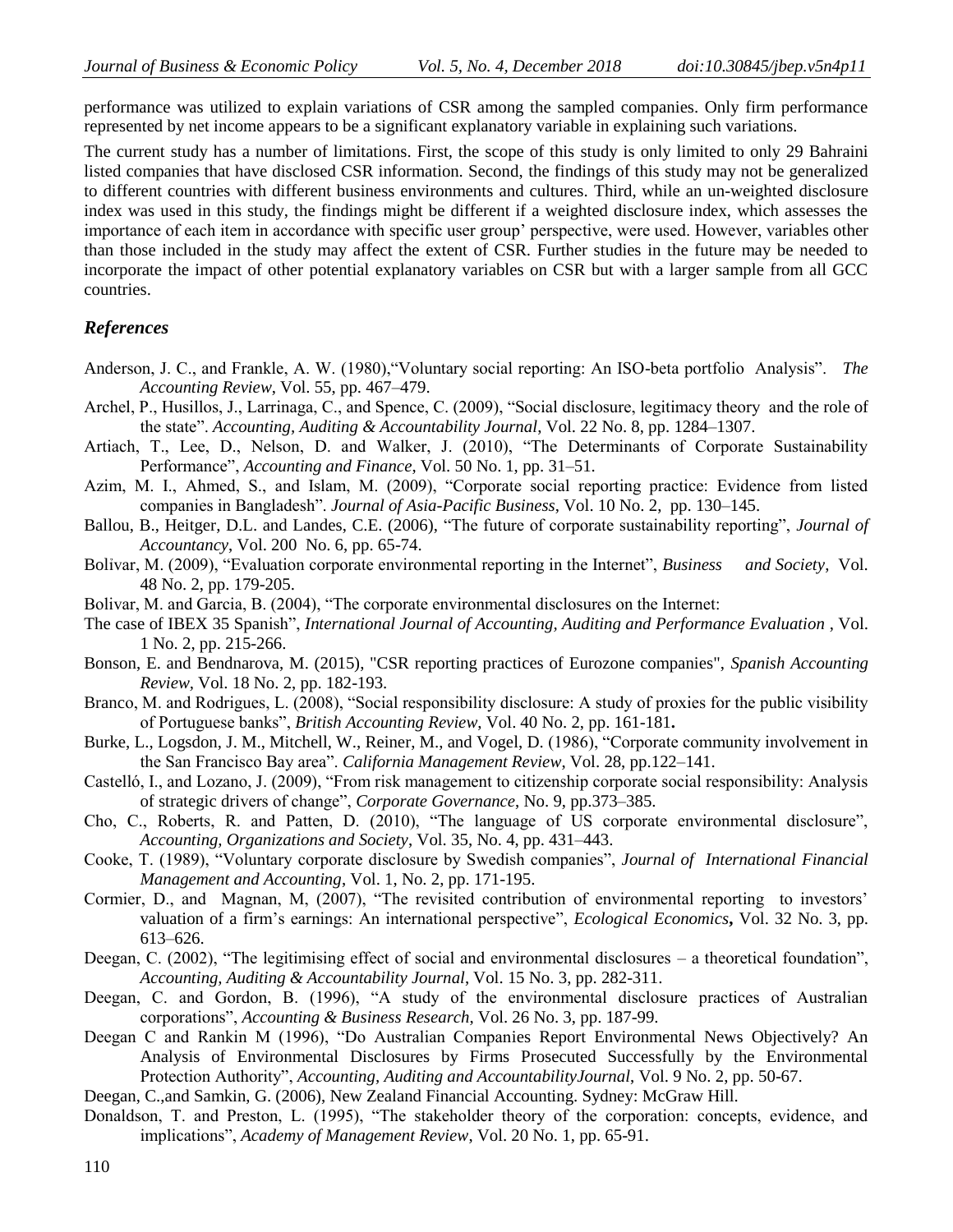performance was utilized to explain variations of CSR among the sampled companies. Only firm performance represented by net income appears to be a significant explanatory variable in explaining such variations.

The current study has a number of limitations. First, the scope of this study is only limited to only 29 Bahraini listed companies that have disclosed CSR information. Second, the findings of this study may not be generalized to different countries with different business environments and cultures. Third, while an un-weighted disclosure index was used in this study, the findings might be different if a weighted disclosure index, which assesses the importance of each item in accordance with specific user group' perspective, were used. However, variables other than those included in the study may affect the extent of CSR. Further studies in the future may be needed to incorporate the impact of other potential explanatory variables on CSR but with a larger sample from all GCC countries.

## *References*

Anderson, J. C., and Frankle, A. W. (1980),"Voluntary social reporting: An ISO-beta portfolio Analysis". *The Accounting Review*, Vol. 55, pp. 467–479.

Archel, P., Husillos, J., Larrinaga, C., and Spence, C. (2009), "Social disclosure, legitimacy theory and the role of the state". *Accounting, Auditing & Accountability Journal*, Vol. 22 No. 8, pp. 1284–1307.

Artiach, T., Lee, D., Nelson, D. and Walker, J. (2010), "The Determinants of Corporate Sustainability Performance", *Accounting and Finance*, Vol. 50 No. 1, pp. 31–51.

Azim, M. I., Ahmed, S., and Islam, M. (2009), "Corporate social reporting practice: Evidence from listed companies in Bangladesh". *Journal of Asia-Pacific Business*, Vol. 10 No. 2, pp. 130–145.

Ballou, B., Heitger, D.L. and Landes, C.E. (2006), "The future of corporate sustainability reporting", *Journal of Accountancy*, Vol. 200 No. 6, pp. 65-74.

Bolivar, M. (2009), "Evaluation corporate environmental reporting in the Internet", *Business and Society*, Vol. 48 No. 2, pp. 179-205.

Bolivar, M. and Garcia, B. (2004), "The corporate environmental disclosures on the Internet:

The case of IBEX 35 Spanish", *International Journal of Accounting, Auditing and Performance Evaluation* , Vol. 1 No. 2, pp. 215-266.

Bonson, E. and Bendnarova, M. (2015), "CSR reporting practices of Eurozone companies", *Spanish Accounting Review*, Vol. 18 No. 2, pp. 182-193.

Branco, M. and Rodrigues, L. (2008), "Social responsibility disclosure: A study of proxies for the public visibility of Portuguese banks", *British Accounting Review*, Vol. 40 No. 2, pp. 161-181**.**

Burke, L., Logsdon, J. M., Mitchell, W., Reiner, M., and Vogel, D. (1986), "Corporate community involvement in the San Francisco Bay area". *California Management Review*, Vol. 28, pp.122–141.

Castelló, I., and Lozano, J. (2009), "From risk management to citizenship corporate social responsibility: Analysis of strategic drivers of change", *Corporate Governance*, No. 9, pp.373–385.

Cho, C., Roberts, R. and Patten, D. (2010), "The language of US corporate environmental disclosure", *Accounting, Organizations and Society*, Vol. 35, No. 4, pp. 431–443.

Cooke, T. (1989), "Voluntary corporate disclosure by Swedish companies", *Journal of International Financial Management and Accounting*, Vol. 1, No. 2, pp. 171-195.

Cormier, D., and Magnan, M, (2007), "The revisited contribution of environmental reporting to investors' valuation of a firm's earnings: An international perspective", *Ecological Economics***,** Vol. 32 No. 3, pp. 613–626.

Deegan, C. (2002), "The legitimising effect of social and environmental disclosures – a theoretical foundation", *Accounting, Auditing & Accountability Journal*, Vol. 15 No. 3, pp. 282-311.

Deegan, C. and Gordon, B. (1996), "A study of the environmental disclosure practices of Australian corporations", *Accounting & Business Research*, Vol. 26 No. 3, pp. 187-99.

Deegan C and Rankin M (1996), "Do Australian Companies Report Environmental News Objectively? An Analysis of Environmental Disclosures by Firms Prosecuted Successfully by the Environmental Protection Authority", *Accounting, Auditing and AccountabilityJournal*, Vol. 9 No. 2, pp. 50-67.

Deegan, C.,and Samkin, G. (2006), New Zealand Financial Accounting. Sydney: McGraw Hill.

Donaldson, T. and Preston, L. (1995), "The stakeholder theory of the corporation: concepts, evidence, and implications", *Academy of Management Review*, Vol. 20 No. 1, pp. 65-91.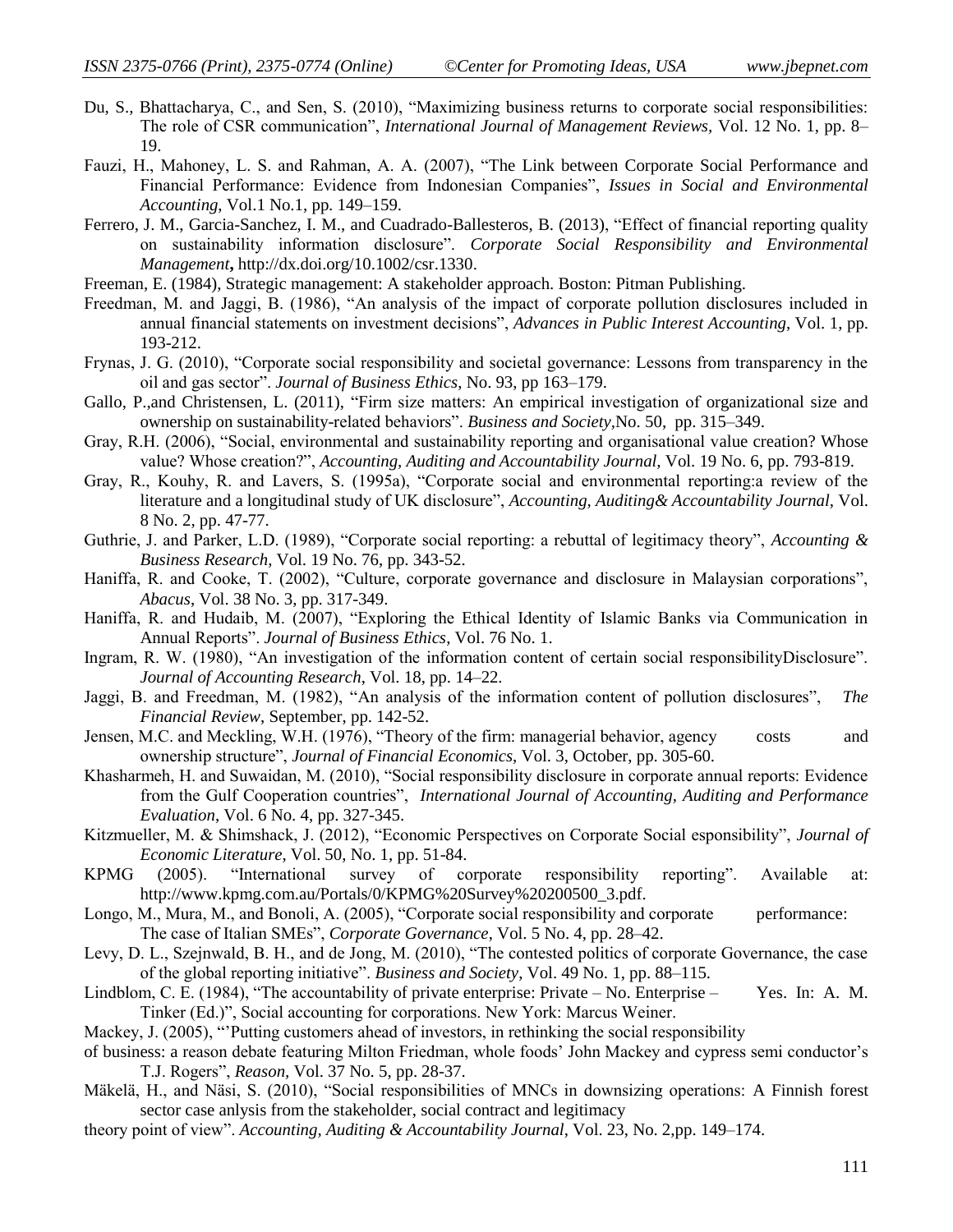Du, S., Bhattacharya, C., and Sen, S. (2010), "Maximizing business returns to corporate social responsibilities: The role of CSR communication", *International Journal of Management Reviews,* Vol. 12 No. 1, pp. 8–19.

Fauzi, H., Mahoney, L. S. and Rahman, A. A. (2007), "The Link between Corporate Social Performance and Financial Performance: Evidence from Indonesian Companies", *Issues in Social and Environmental Accounting,* Vol.1 No.1, pp. 149–159.

Ferrero, J. M., Garcia-Sanchez, I. M., and Cuadrado-Ballesteros, B. (2013), "Effect of financial reporting quality on sustainability information disclosure". *Corporate Social Responsibility and Environmental Management***,** http://dx.doi.org/10.1002/csr.1330.

Freeman, E. (1984), Strategic management: A stakeholder approach. Boston: Pitman Publishing.

Freedman, M. and Jaggi, B. (1986), "An analysis of the impact of corporate pollution disclosures included in annual financial statements on investment decisions", *Advances in Public Interest Accounting*, Vol. 1, pp. 193-212.

Frynas, J. G. (2010), "Corporate social responsibility and societal governance: Lessons from transparency in the oil and gas sector". *Journal of Business Ethics*, No. 93, pp 163–179.

Gallo, P.,and Christensen, L. (2011), "Firm size matters: An empirical investigation of organizational size and ownership on sustainability-related behaviors". *Business and Society,*No. 50, pp. 315–349.

Gray, R.H. (2006), "Social, environmental and sustainability reporting and organisational value creation? Whose value? Whose creation?", *Accounting, Auditing and Accountability Journal,* Vol. 19 No. 6, pp. 793-819.

Gray, R., Kouhy, R. and Lavers, S. (1995a), "Corporate social and environmental reporting:a review of the literature and a longitudinal study of UK disclosure", *Accounting, Auditing& Accountability Journal,* Vol. 8 No. 2, pp. 47-77.

Guthrie, J. and Parker, L.D. (1989), "Corporate social reporting: a rebuttal of legitimacy theory", *Accounting & Business Research*, Vol. 19 No. 76, pp. 343-52.

Haniffa, R. and Cooke, T. (2002), "Culture, corporate governance and disclosure in Malaysian corporations", *Abacus*, Vol. 38 No. 3, pp. 317-349.

Haniffa, R. and Hudaib, M. (2007), "Exploring the Ethical Identity of Islamic Banks via Communication in Annual Reports". *Journal of Business Ethics*, Vol. 76 No. 1.

Ingram, R. W. (1980), "An investigation of the information content of certain social responsibilityDisclosure". *Journal of Accounting Research*, Vol. 18, pp. 14–22.

Jaggi, B. and Freedman, M. (1982), "An analysis of the information content of pollution disclosures", *The Financial Review*, September, pp. 142-52.

Jensen, M.C. and Meckling, W.H. (1976), "Theory of the firm: managerial behavior, agency costs and ownership structure", *Journal of Financial Economics*, Vol. 3, October, pp. 305-60.

Khasharmeh, H. and Suwaidan, M. (2010), "Social responsibility disclosure in corporate annual reports: Evidence from the Gulf Cooperation countries", *International Journal of Accounting, Auditing and Performance Evaluation*, Vol. 6 No. 4, pp. 327-345.

Kitzmueller, M. & Shimshack, J. (2012), "Economic Perspectives on Corporate Social esponsibility", *Journal of Economic Literature,* Vol. 50, No. 1, pp. 51-84.

KPMG (2005). "International survey of corporate responsibility reporting". Available at: http://www.kpmg.com.au/Portals/0/KPMG%20Survey%20200500_3.pdf.

Longo, M., Mura, M., and Bonoli, A. (2005), "Corporate social responsibility and corporate performance: The case of Italian SMEs", *Corporate Governance*, Vol. 5 No. 4, pp. 28–42.

Levy, D. L., Szejnwald, B. H., and de Jong, M. (2010), "The contested politics of corporate Governance, the case of the global reporting initiative". *Business and Society*, Vol. 49 No. 1, pp. 88–115.

Lindblom, C. E. (1984), "The accountability of private enterprise: Private – No. Enterprise – Yes. In: A. M. Tinker (Ed.)", Social accounting for corporations. New York: Marcus Weiner.

Mackey, J. (2005), "'Putting customers ahead of investors, in rethinking the social responsibility of business: a reason debate featuring Milton Friedman, whole foods' John Mackey and cypress semi conductor's T.J. Rogers", *Reason,* Vol. 37 No. 5, pp. 28-37.

Mäkelä, H., and Näsi, S. (2010), "Social responsibilities of MNCs in downsizing operations: A Finnish forest sector case anlysis from the stakeholder, social contract and legitimacy theory point of view". *Accounting, Auditing & Accountability Journal*, Vol. 23, No. 2,pp. 149–174.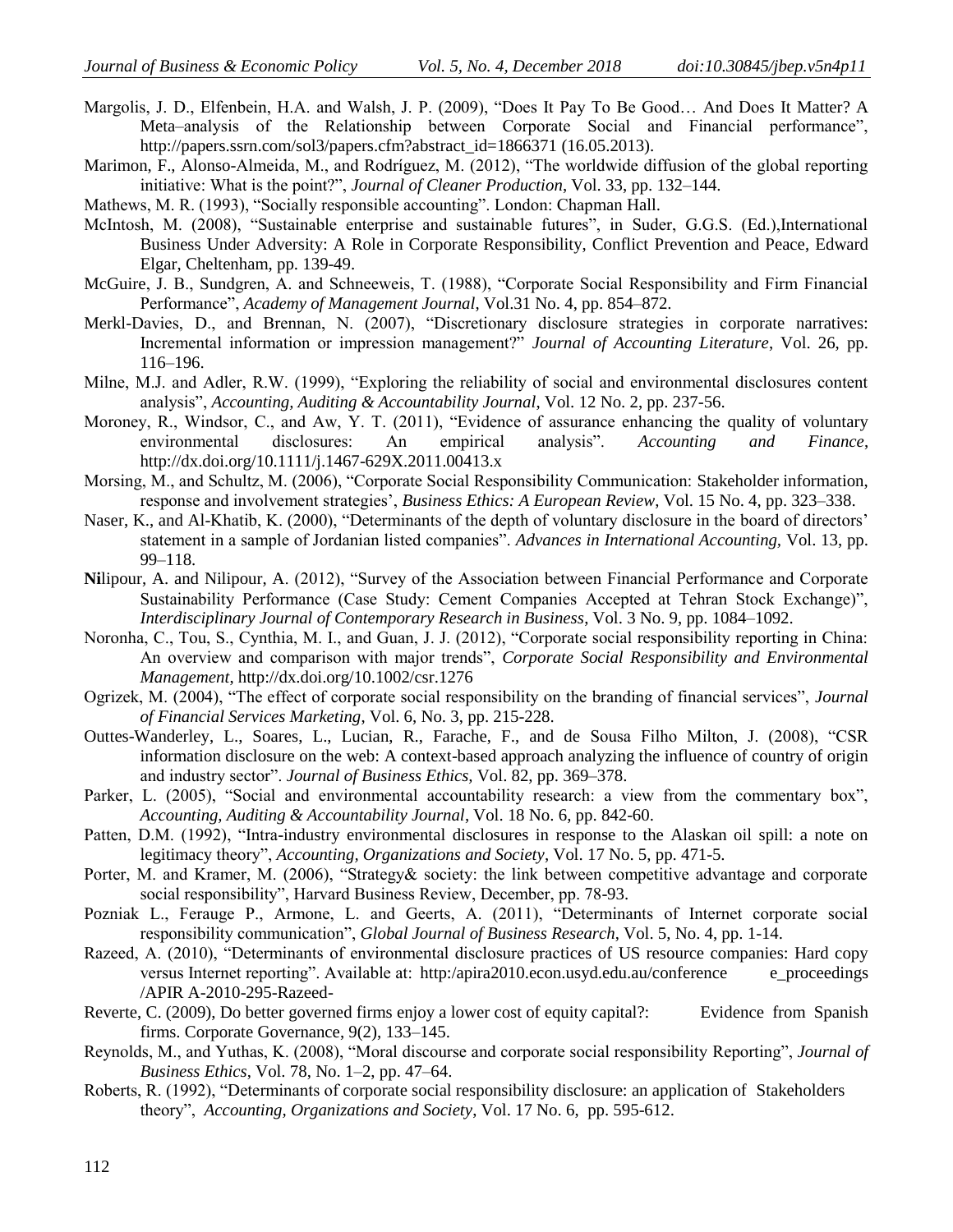Margolis, J. D., Elfenbein, H.A. and Walsh, J. P. (2009), "Does It Pay To Be Good… And Does It Matter? A Meta–analysis of the Relationship between Corporate Social and Financial performance", http://papers.ssrn.com/sol3/papers.cfm?abstract_id=1866371 (16.05.2013).

Marimon, F., Alonso-Almeida, M., and Rodríguez, M. (2012), "The worldwide diffusion of the global reporting initiative: What is the point?", *Journal of Cleaner Production*, Vol. 33, pp. 132–144.

Mathews, M. R. (1993), "Socially responsible accounting". London: Chapman Hall.

McIntosh, M. (2008), "Sustainable enterprise and sustainable futures", in Suder, G.G.S. (Ed.),International Business Under Adversity: A Role in Corporate Responsibility, Conflict Prevention and Peace, Edward Elgar, Cheltenham, pp. 139-49.

McGuire, J. B., Sundgren, A. and Schneeweis, T. (1988), "Corporate Social Responsibility and Firm Financial Performance", *Academy of Management Journal*, Vol.31 No. 4, pp. 854–872.

Merkl-Davies, D., and Brennan, N. (2007), "Discretionary disclosure strategies in corporate narratives: Incremental information or impression management?" *Journal of Accounting Literature*, Vol. 26, pp. 116–196.

Milne, M.J. and Adler, R.W. (1999), "Exploring the reliability of social and environmental disclosures content analysis", *Accounting, Auditing & Accountability Journal*, Vol. 12 No. 2, pp. 237-56.

Moroney, R., Windsor, C., and Aw, Y. T. (2011), "Evidence of assurance enhancing the quality of voluntary environmental disclosures: An empirical analysis". *Accounting and Finance*, http://dx.doi.org/10.1111/j.1467-629X.2011.00413.x

Morsing, M., and Schultz, M. (2006), "Corporate Social Responsibility Communication: Stakeholder information, response and involvement strategies', *Business Ethics: A European Review*, Vol. 15 No. 4, pp. 323–338.

Naser, K., and Al-Khatib, K. (2000), "Determinants of the depth of voluntary disclosure in the board of directors' statement in a sample of Jordanian listed companies". *Advances in International Accounting,* Vol. 13, pp. 99–118.

**Ni**lipour, A. and Nilipour, A. (2012), "Survey of the Association between Financial Performance and Corporate Sustainability Performance (Case Study: Cement Companies Accepted at Tehran Stock Exchange)", *Interdisciplinary Journal of Contemporary Research in Business*, Vol. 3 No. 9, pp. 1084–1092.

Noronha, C., Tou, S., Cynthia, M. I., and Guan, J. J. (2012), "Corporate social responsibility reporting in China: An overview and comparison with major trends", *Corporate Social Responsibility and Environmental Management*, http://dx.doi.org/10.1002/csr.1276

Ogrizek, M. (2004), "The effect of corporate social responsibility on the branding of financial services", *Journal of Financial Services Marketing*, Vol. 6, No. 3, pp. 215-228.

Outtes-Wanderley, L., Soares, L., Lucian, R., Farache, F., and de Sousa Filho Milton, J. (2008), "CSR information disclosure on the web: A context-based approach analyzing the influence of country of origin and industry sector". *Journal of Business Ethics*, Vol. 82, pp. 369–378.

Parker, L. (2005), "Social and environmental accountability research: a view from the commentary box", *Accounting, Auditing & Accountability Journal*, Vol. 18 No. 6, pp. 842-60.

Patten, D.M. (1992), "Intra-industry environmental disclosures in response to the Alaskan oil spill: a note on legitimacy theory", *Accounting, Organizations and Society*, Vol. 17 No. 5, pp. 471-5.

Porter, M. and Kramer, M. (2006), "Strategy& society: the link between competitive advantage and corporate social responsibility", Harvard Business Review, December, pp. 78-93.

Pozniak L., Ferauge P., Armone, L. and Geerts, A. (2011), "Determinants of Internet corporate social responsibility communication", *Global Journal of Business Research*, Vol. 5, No. 4, pp. 1-14.

Razeed, A. (2010), "Determinants of environmental disclosure practices of US resource companies: Hard copy versus Internet reporting". Available at: http:/apira2010.econ.usyd.edu.au/conference e_proceedings /APIR A-2010-295-Razeed-

Reverte, C. (2009), Do better governed firms enjoy a lower cost of equity capital?: Evidence from Spanish firms. Corporate Governance, 9(2), 133–145.

Reynolds, M., and Yuthas, K. (2008), "Moral discourse and corporate social responsibility Reporting", *Journal of Business Ethics*, Vol. 78, No. 1–2, pp. 47–64.

Roberts, R. (1992), "Determinants of corporate social responsibility disclosure: an application of Stakeholders theory", *Accounting, Organizations and Society*, Vol. 17 No. 6, pp. 595-612.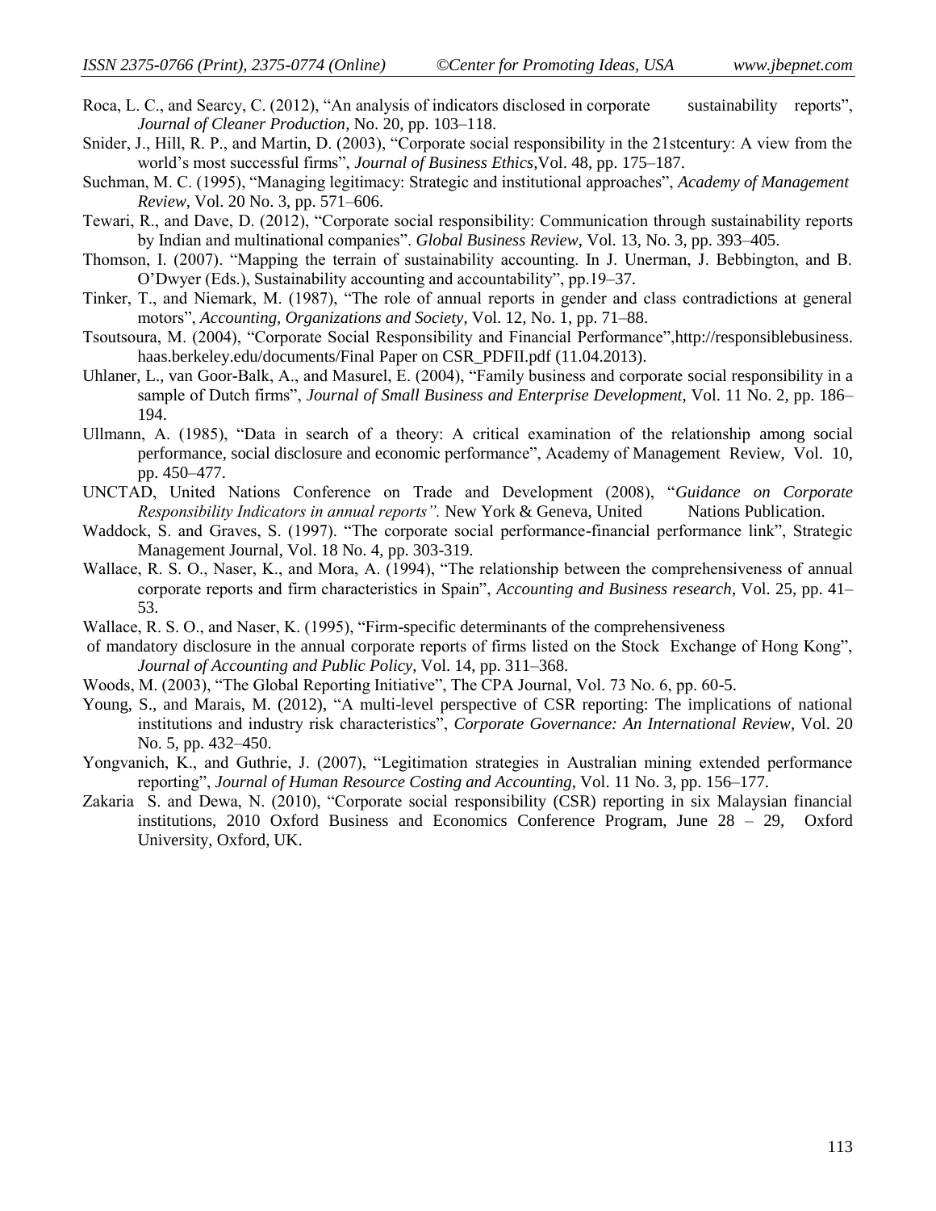Roca, L. C., and Searcy, C. (2012), "An analysis of indicators disclosed in corporate sustainability reports", *Journal of Cleaner Production*, No. 20, pp. 103–118.

Snider, J., Hill, R. P., and Martin, D. (2003), "Corporate social responsibility in the 21stcentury: A view from the world's most successful firms", *Journal of Business Ethics*,Vol. 48, pp. 175–187.

Suchman, M. C. (1995), "Managing legitimacy: Strategic and institutional approaches", *Academy of Management Review*, Vol. 20 No. 3, pp. 571–606.

Tewari, R., and Dave, D. (2012), "Corporate social responsibility: Communication through sustainability reports by Indian and multinational companies". *Global Business Review*, Vol. 13, No. 3, pp. 393–405.

Thomson, I. (2007). "Mapping the terrain of sustainability accounting. In J. Unerman, J. Bebbington, and B. O'Dwyer (Eds.), Sustainability accounting and accountability", pp.19–37.

Tinker, T., and Niemark, M. (1987), "The role of annual reports in gender and class contradictions at general motors", *Accounting, Organizations and Society*, Vol. 12, No. 1, pp. 71–88.

Tsoutsoura, M. (2004), "Corporate Social Responsibility and Financial Performance",http://responsiblebusiness.haas.berkeley.edu/documents/Final Paper on CSR_PDFII.pdf (11.04.2013).

Uhlaner, L., van Goor-Balk, A., and Masurel, E. (2004), "Family business and corporate social responsibility in a sample of Dutch firms", *Journal of Small Business and Enterprise Development*, Vol. 11 No. 2, pp. 186–194.

Ullmann, A. (1985), "Data in search of a theory: A critical examination of the relationship among social performance, social disclosure and economic performance", Academy of Management Review, Vol. 10, pp. 450–477.

UNCTAD, United Nations Conference on Trade and Development (2008), "*Guidance on Corporate Responsibility Indicators in annual reports".* New York & Geneva, United Nations Publication.

Waddock, S. and Graves, S. (1997). "The corporate social performance-financial performance link", Strategic Management Journal, Vol. 18 No. 4, pp. 303-319.

Wallace, R. S. O., Naser, K., and Mora, A. (1994), "The relationship between the comprehensiveness of annual corporate reports and firm characteristics in Spain", *Accounting and Business research*, Vol. 25, pp. 41–53.

Wallace, R. S. O., and Naser, K. (1995), "Firm-specific determinants of the comprehensiveness of mandatory disclosure in the annual corporate reports of firms listed on the Stock Exchange of Hong Kong", *Journal of Accounting and Public Policy*, Vol. 14, pp. 311–368.

Woods, M. (2003), "The Global Reporting Initiative", The CPA Journal, Vol. 73 No. 6, pp. 60-5.

Young, S., and Marais, M. (2012), "A multi-level perspective of CSR reporting: The implications of national institutions and industry risk characteristics", *Corporate Governance: An International Review*, Vol. 20 No. 5, pp. 432–450.

Yongvanich, K., and Guthrie, J. (2007), "Legitimation strategies in Australian mining extended performance reporting", *Journal of Human Resource Costing and Accounting*, Vol. 11 No. 3, pp. 156–177.

Zakaria S. and Dewa, N. (2010), "Corporate social responsibility (CSR) reporting in six Malaysian financial institutions, 2010 Oxford Business and Economics Conference Program, June 28 – 29, Oxford University, Oxford, UK.